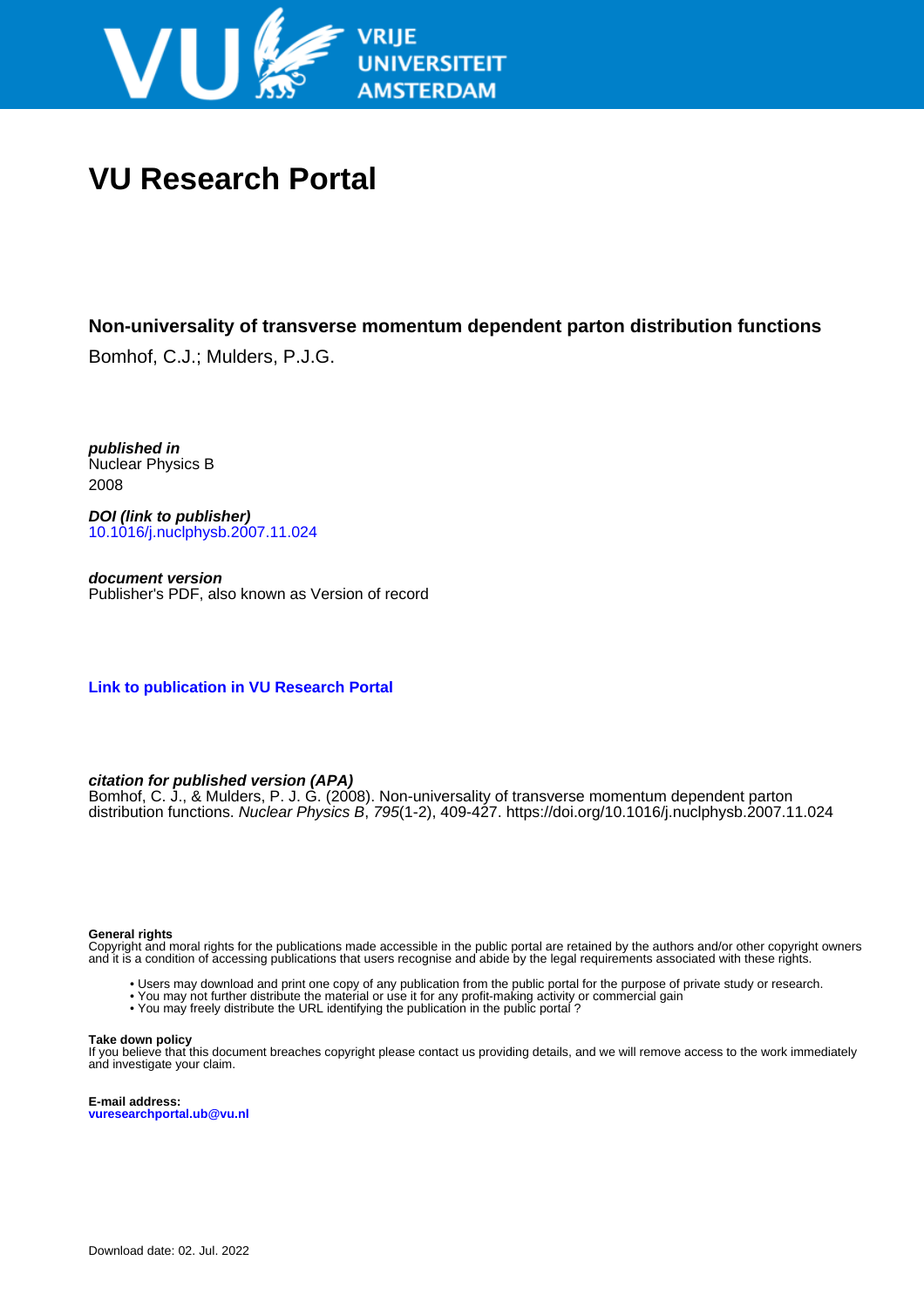# VU Research Portal

## Non-universality of transverse momentum dependent parton distribution functions

Bomhof, C.J.; Mulders, P.J.G.

***published in***
Nuclear Physics B
2008

***DOI (link to publisher)***
10.1016/j.nuclphysb.2007.11.024

***document version***
Publisher's PDF, also known as Version of record

**Link to publication in VU Research Portal**

***citation for published version (APA)***
Bomhof, C. J., & Mulders, P. J. G. (2008). Non-universality of transverse momentum dependent parton distribution functions. *Nuclear Physics B*, *795*(1-2), 409-427. https://doi.org/10.1016/j.nuclphysb.2007.11.024

**General rights**
Copyright and moral rights for the publications made accessible in the public portal are retained by the authors and/or other copyright owners and it is a condition of accessing publications that users recognise and abide by the legal requirements associated with these rights.

- Users may download and print one copy of any publication from the public portal for the purpose of private study or research.
- You may not further distribute the material or use it for any profit-making activity or commercial gain
- You may freely distribute the URL identifying the publication in the public portal ?

**Take down policy**
If you believe that this document breaches copyright please contact us providing details, and we will remove access to the work immediately and investigate your claim.

**E-mail address:**
**vuresearchportal.ub@vu.nl**

Download date: 02. Jul. 2022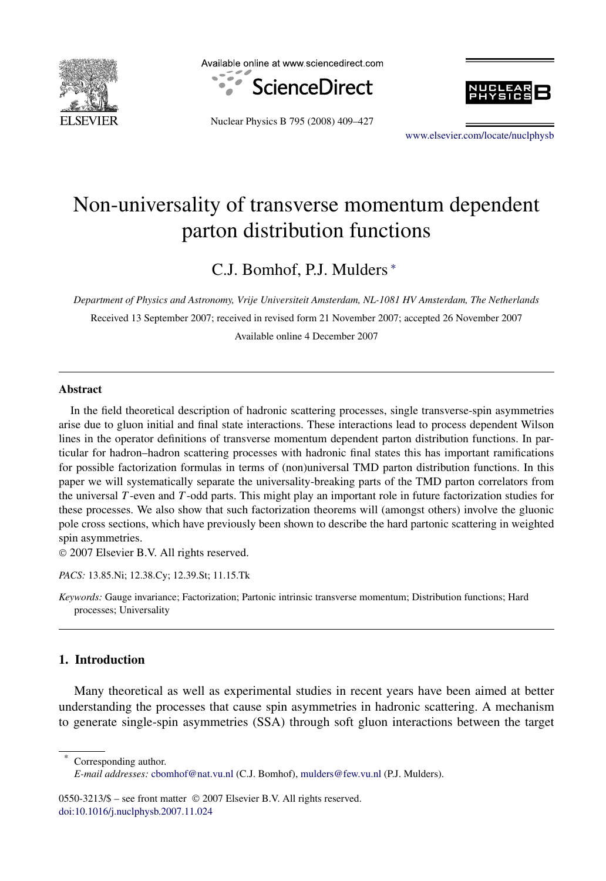Available online at www.sciencedirect.com

ScienceDirect

Nuclear Physics B 795 (2008) 409–427

www.elsevier.com/locate/nuclphysb

# Non-universality of transverse momentum dependent parton distribution functions

C.J. Bomhof, P.J. Mulders *

*Department of Physics and Astronomy, Vrije Universiteit Amsterdam, NL-1081 HV Amsterdam, The Netherlands*

Received 13 September 2007; received in revised form 21 November 2007; accepted 26 November 2007

Available online 4 December 2007

---

### Abstract

In the field theoretical description of hadronic scattering processes, single transverse-spin asymmetries arise due to gluon initial and final state interactions. These interactions lead to process dependent Wilson lines in the operator definitions of transverse momentum dependent parton distribution functions. In particular for hadron–hadron scattering processes with hadronic final states this has important ramifications for possible factorization formulas in terms of (non)universal TMD parton distribution functions. In this paper we will systematically separate the universality-breaking parts of the TMD parton correlators from the universal $T$-even and $T$-odd parts. This might play an important role in future factorization studies for these processes. We also show that such factorization theorems will (amongst others) involve the gluonic pole cross sections, which have previously been shown to describe the hard partonic scattering in weighted spin asymmetries.

© 2007 Elsevier B.V. All rights reserved.

*PACS:* 13.85.Ni; 12.38.Cy; 12.39.St; 11.15.Tk

*Keywords:* Gauge invariance; Factorization; Partonic intrinsic transverse momentum; Distribution functions; Hard processes; Universality

---

## 1. Introduction

Many theoretical as well as experimental studies in recent years have been aimed at better understanding the processes that cause spin asymmetries in hadronic scattering. A mechanism to generate single-spin asymmetries (SSA) through soft gluon interactions between the target

---

* Corresponding author.
*E-mail addresses:* cbomhof@nat.vu.nl (C.J. Bomhof), mulders@few.vu.nl (P.J. Mulders).

0550-3213/$ – see front matter © 2007 Elsevier B.V. All rights reserved.
doi:10.1016/j.nuclphysb.2007.11.024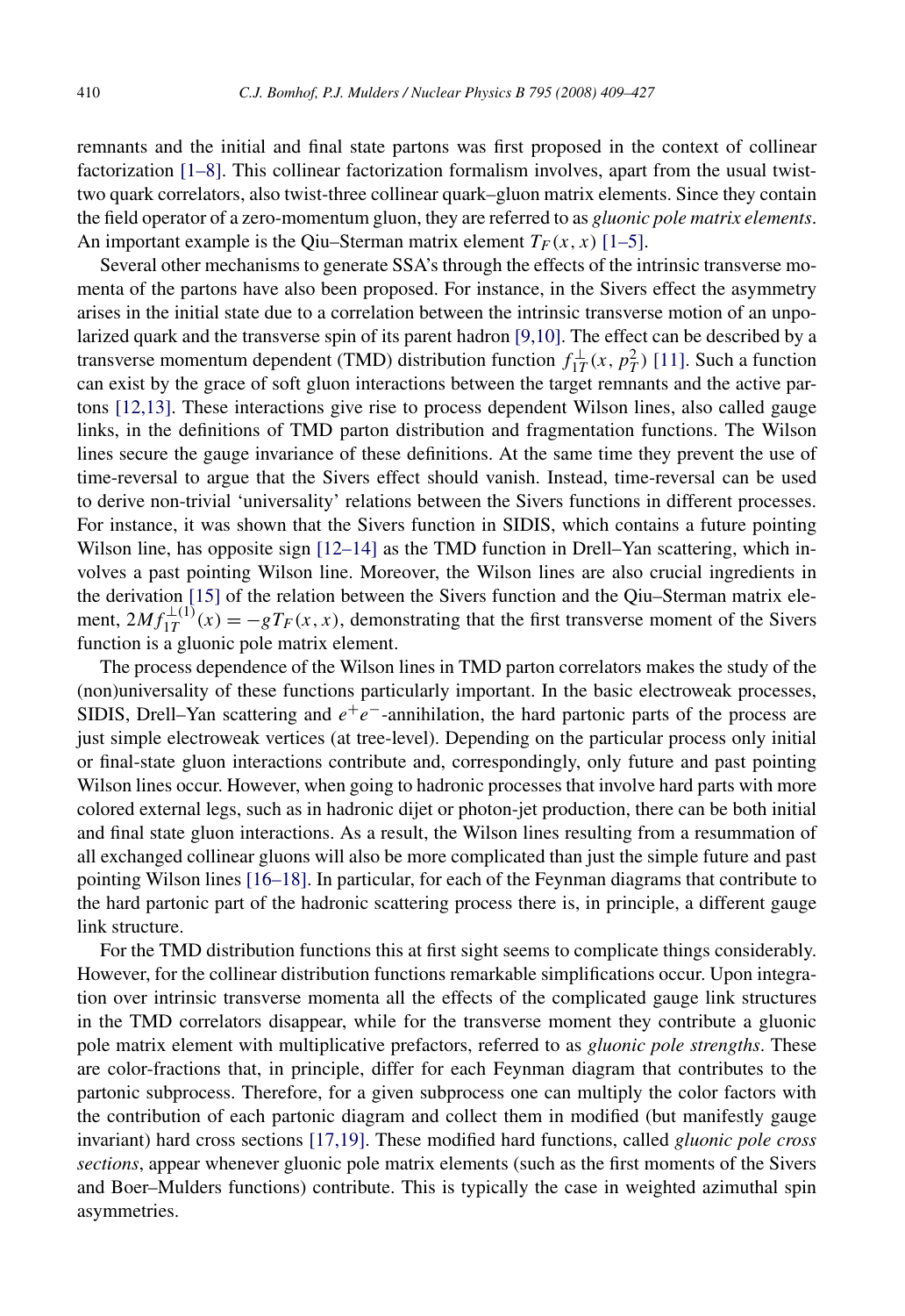remnants and the initial and final state partons was first proposed in the context of collinear factorization [1–8]. This collinear factorization formalism involves, apart from the usual twist-two quark correlators, also twist-three collinear quark–gluon matrix elements. Since they contain the field operator of a zero-momentum gluon, they are referred to as *gluonic pole matrix elements*. An important example is the Qiu–Sterman matrix element $T_F(x,x)$ [1–5].

Several other mechanisms to generate SSA's through the effects of the intrinsic transverse momenta of the partons have also been proposed. For instance, in the Sivers effect the asymmetry arises in the initial state due to a correlation between the intrinsic transverse motion of an unpolarized quark and the transverse spin of its parent hadron [9,10]. The effect can be described by a transverse momentum dependent (TMD) distribution function $f_{1T}^{\perp}(x, p_T^2)$ [11]. Such a function can exist by the grace of soft gluon interactions between the target remnants and the active partons [12,13]. These interactions give rise to process dependent Wilson lines, also called gauge links, in the definitions of TMD parton distribution and fragmentation functions. The Wilson lines secure the gauge invariance of these definitions. At the same time they prevent the use of time-reversal to argue that the Sivers effect should vanish. Instead, time-reversal can be used to derive non-trivial 'universality' relations between the Sivers functions in different processes. For instance, it was shown that the Sivers function in SIDIS, which contains a future pointing Wilson line, has opposite sign [12–14] as the TMD function in Drell–Yan scattering, which involves a past pointing Wilson line. Moreover, the Wilson lines are also crucial ingredients in the derivation [15] of the relation between the Sivers function and the Qiu–Sterman matrix element, $2Mf_{1T}^{\perp(1)}(x) = -gT_F(x,x)$, demonstrating that the first transverse moment of the Sivers function is a gluonic pole matrix element.

The process dependence of the Wilson lines in TMD parton correlators makes the study of the (non)universality of these functions particularly important. In the basic electroweak processes, SIDIS, Drell–Yan scattering and $e^+e^-$-annihilation, the hard partonic parts of the process are just simple electroweak vertices (at tree-level). Depending on the particular process only initial or final-state gluon interactions contribute and, correspondingly, only future and past pointing Wilson lines occur. However, when going to hadronic processes that involve hard parts with more colored external legs, such as in hadronic dijet or photon-jet production, there can be both initial and final state gluon interactions. As a result, the Wilson lines resulting from a resummation of all exchanged collinear gluons will also be more complicated than just the simple future and past pointing Wilson lines [16–18]. In particular, for each of the Feynman diagrams that contribute to the hard partonic part of the hadronic scattering process there is, in principle, a different gauge link structure.

For the TMD distribution functions this at first sight seems to complicate things considerably. However, for the collinear distribution functions remarkable simplifications occur. Upon integration over intrinsic transverse momenta all the effects of the complicated gauge link structures in the TMD correlators disappear, while for the transverse moment they contribute a gluonic pole matrix element with multiplicative prefactors, referred to as *gluonic pole strengths*. These are color-fractions that, in principle, differ for each Feynman diagram that contributes to the partonic subprocess. Therefore, for a given subprocess one can multiply the color factors with the contribution of each partonic diagram and collect them in modified (but manifestly gauge invariant) hard cross sections [17,19]. These modified hard functions, called *gluonic pole cross sections*, appear whenever gluonic pole matrix elements (such as the first moments of the Sivers and Boer–Mulders functions) contribute. This is typically the case in weighted azimuthal spin asymmetries.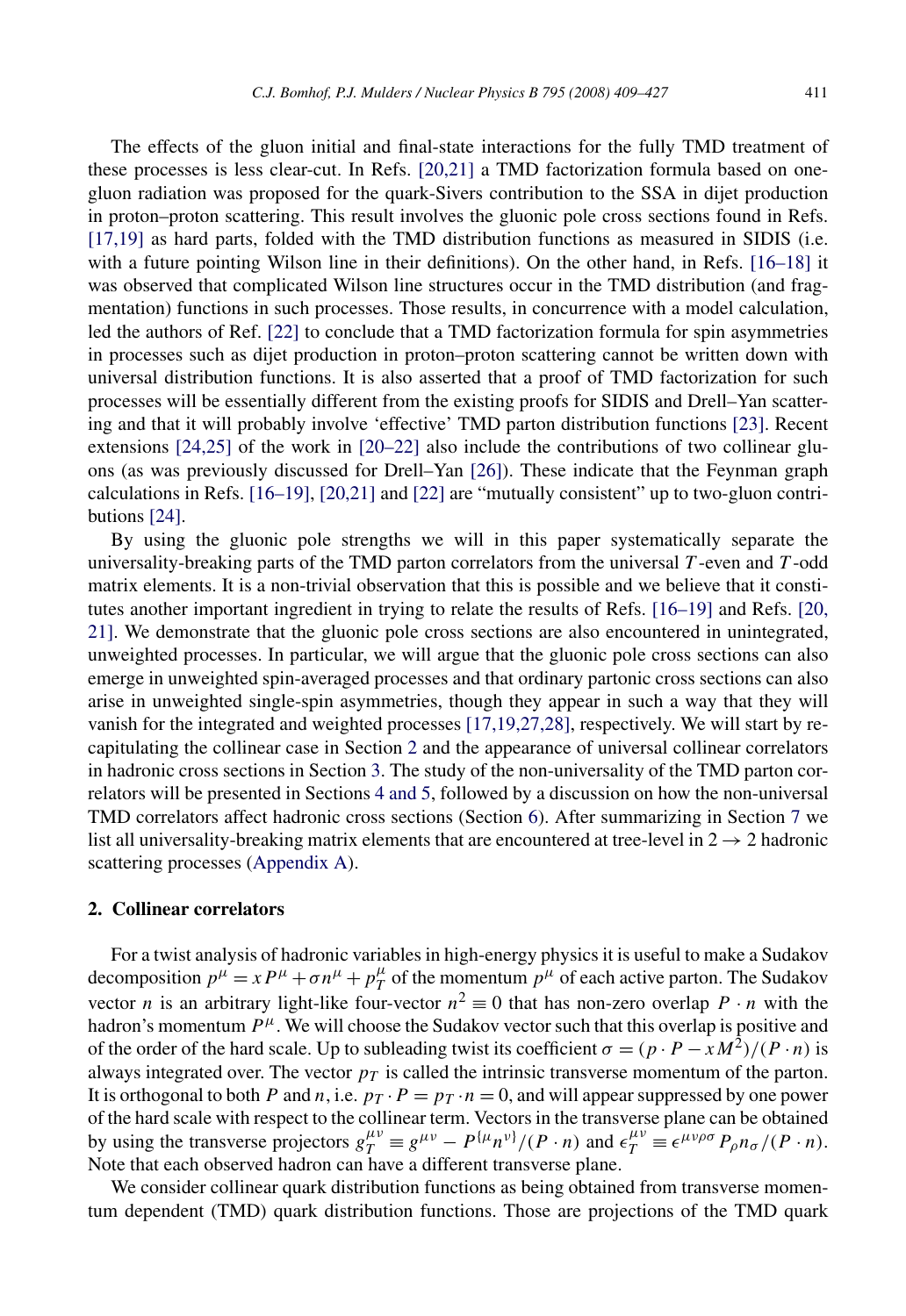The effects of the gluon initial and final-state interactions for the fully TMD treatment of these processes is less clear-cut. In Refs. [20,21] a TMD factorization formula based on one-gluon radiation was proposed for the quark-Sivers contribution to the SSA in dijet production in proton–proton scattering. This result involves the gluonic pole cross sections found in Refs. [17,19] as hard parts, folded with the TMD distribution functions as measured in SIDIS (i.e. with a future pointing Wilson line in their definitions). On the other hand, in Refs. [16–18] it was observed that complicated Wilson line structures occur in the TMD distribution (and fragmentation) functions in such processes. Those results, in concurrence with a model calculation, led the authors of Ref. [22] to conclude that a TMD factorization formula for spin asymmetries in processes such as dijet production in proton–proton scattering cannot be written down with universal distribution functions. It is also asserted that a proof of TMD factorization for such processes will be essentially different from the existing proofs for SIDIS and Drell–Yan scattering and that it will probably involve 'effective' TMD parton distribution functions [23]. Recent extensions [24,25] of the work in [20–22] also include the contributions of two collinear gluons (as was previously discussed for Drell–Yan [26]). These indicate that the Feynman graph calculations in Refs. [16–19], [20,21] and [22] are "mutually consistent" up to two-gluon contributions [24].

By using the gluonic pole strengths we will in this paper systematically separate the universality-breaking parts of the TMD parton correlators from the universal $T$-even and $T$-odd matrix elements. It is a non-trivial observation that this is possible and we believe that it constitutes another important ingredient in trying to relate the results of Refs. [16–19] and Refs. [20, 21]. We demonstrate that the gluonic pole cross sections are also encountered in unintegrated, unweighted processes. In particular, we will argue that the gluonic pole cross sections can also emerge in unweighted spin-averaged processes and that ordinary partonic cross sections can also arise in unweighted single-spin asymmetries, though they appear in such a way that they will vanish for the integrated and weighted processes [17,19,27,28], respectively. We will start by recapitulating the collinear case in Section 2 and the appearance of universal collinear correlators in hadronic cross sections in Section 3. The study of the non-universality of the TMD parton correlators will be presented in Sections 4 and 5, followed by a discussion on how the non-universal TMD correlators affect hadronic cross sections (Section 6). After summarizing in Section 7 we list all universality-breaking matrix elements that are encountered at tree-level in $2 \to 2$ hadronic scattering processes (Appendix A).

## 2. Collinear correlators

For a twist analysis of hadronic variables in high-energy physics it is useful to make a Sudakov decomposition $p^\mu = xP^\mu + \sigma n^\mu + p_T^\mu$ of the momentum $p^\mu$ of each active parton. The Sudakov vector $n$ is an arbitrary light-like four-vector $n^2 \equiv 0$ that has non-zero overlap $P \cdot n$ with the hadron's momentum $P^\mu$. We will choose the Sudakov vector such that this overlap is positive and of the order of the hard scale. Up to subleading twist its coefficient $\sigma = (p \cdot P - xM^2)/(P \cdot n)$ is always integrated over. The vector $p_T$ is called the intrinsic transverse momentum of the parton. It is orthogonal to both $P$ and $n$, i.e. $p_T \cdot P = p_T \cdot n = 0$, and will appear suppressed by one power of the hard scale with respect to the collinear term. Vectors in the transverse plane can be obtained by using the transverse projectors $g_T^{\mu\nu} \equiv g^{\mu\nu} - P^{\{\mu}n^{\nu\}}/(P \cdot n)$ and $\epsilon_T^{\mu\nu} \equiv \epsilon^{\mu\nu\rho\sigma}P_\rho n_\sigma/(P \cdot n)$. Note that each observed hadron can have a different transverse plane.

We consider collinear quark distribution functions as being obtained from transverse momentum dependent (TMD) quark distribution functions. Those are projections of the TMD quark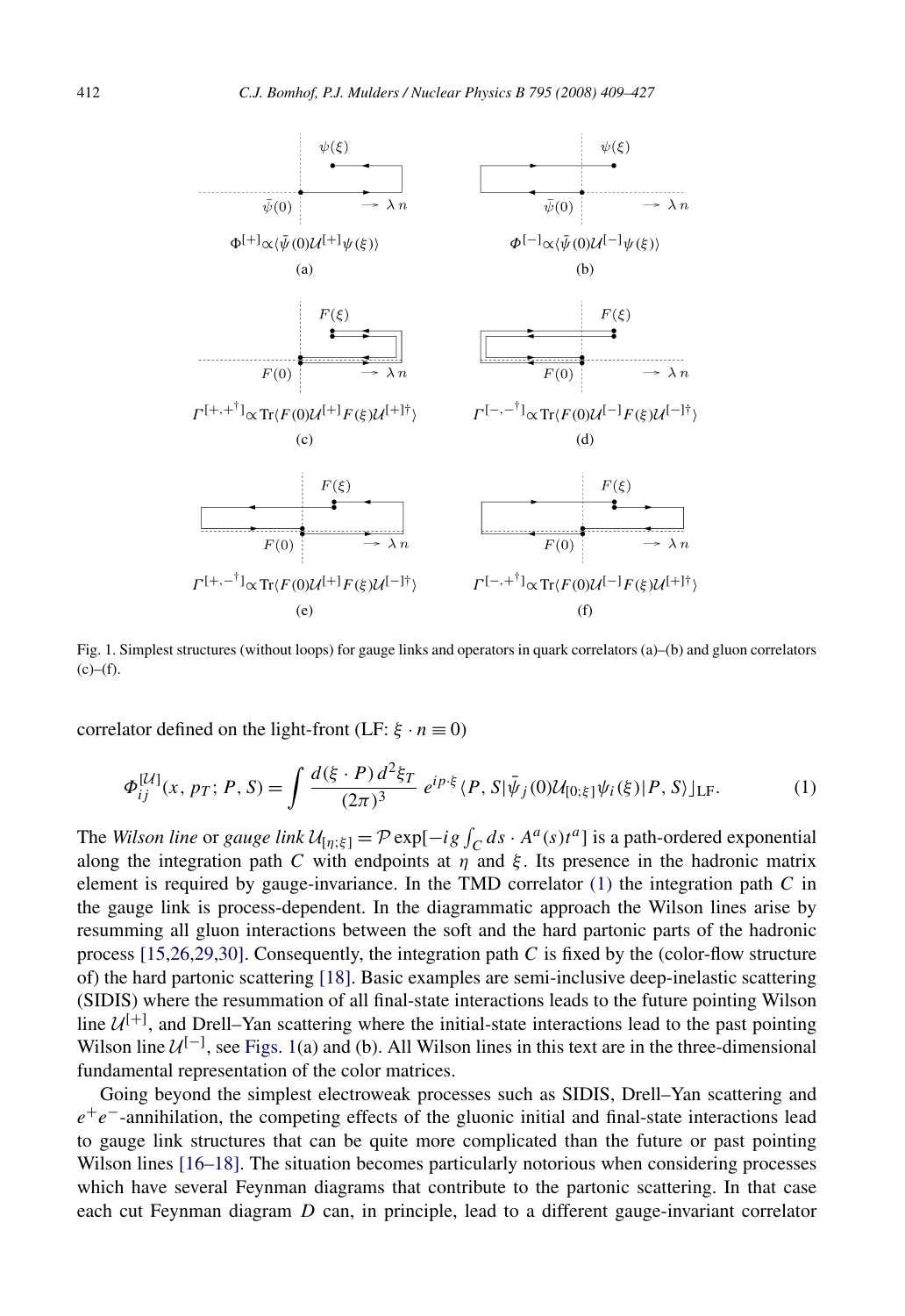Fig. 1. Simplest structures (without loops) for gauge links and operators in quark correlators (a)–(b) and gluon correlators (c)–(f).

correlator defined on the light-front (LF: $\xi \cdot n \equiv 0$)

$$\Phi_{ij}^{[\mathcal{U}]}(x, p_T; P, S) = \int \frac{d(\xi \cdot P)\, d^2\xi_T}{(2\pi)^3}\, e^{ip\cdot\xi} \langle P, S|\bar{\psi}_j(0)\mathcal{U}_{[0;\xi]}\psi_i(\xi)|P, S\rangle\rfloor_{\text{LF}}. \tag{1}$$

The *Wilson line* or *gauge link* $\mathcal{U}_{[\eta;\xi]} = \mathcal{P}\exp[-ig\int_C ds \cdot A^a(s)t^a]$ is a path-ordered exponential along the integration path $C$ with endpoints at $\eta$ and $\xi$. Its presence in the hadronic matrix element is required by gauge-invariance. In the TMD correlator (1) the integration path $C$ in the gauge link is process-dependent. In the diagrammatic approach the Wilson lines arise by resumming all gluon interactions between the soft and the hard partonic parts of the hadronic process [15,26,29,30]. Consequently, the integration path $C$ is fixed by the (color-flow structure of) the hard partonic scattering [18]. Basic examples are semi-inclusive deep-inelastic scattering (SIDIS) where the resummation of all final-state interactions leads to the future pointing Wilson line $\mathcal{U}^{[+]}$, and Drell–Yan scattering where the initial-state interactions lead to the past pointing Wilson line $\mathcal{U}^{[-]}$, see Figs. 1(a) and (b). All Wilson lines in this text are in the three-dimensional fundamental representation of the color matrices.

Going beyond the simplest electroweak processes such as SIDIS, Drell–Yan scattering and $e^+e^-$-annihilation, the competing effects of the gluonic initial and final-state interactions lead to gauge link structures that can be quite more complicated than the future or past pointing Wilson lines [16–18]. The situation becomes particularly notorious when considering processes which have several Feynman diagrams that contribute to the partonic scattering. In that case each cut Feynman diagram $D$ can, in principle, lead to a different gauge-invariant correlator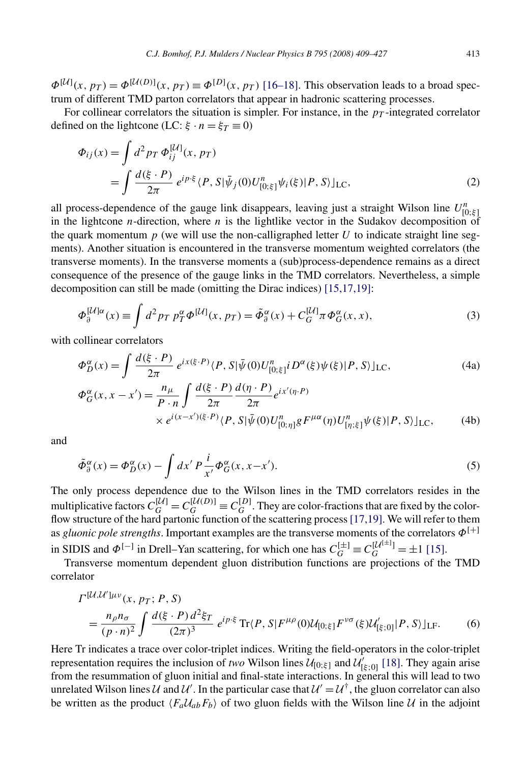$\Phi^{[\mathcal{U}]}(x, p_T) = \Phi^{[\mathcal{U}(D)]}(x, p_T) \equiv \Phi^{[D]}(x, p_T)$ [16–18]. This observation leads to a broad spectrum of different TMD parton correlators that appear in hadronic scattering processes.

For collinear correlators the situation is simpler. For instance, in the $p_T$-integrated correlator defined on the lightcone (LC: $\xi \cdot n = \xi_T \equiv 0$)

$$
\begin{aligned}
\Phi_{ij}(x) &= \int d^2 p_T\, \Phi_{ij}^{[\mathcal{U}]}(x, p_T) \\
&= \int \frac{d(\xi \cdot P)}{2\pi}\, e^{ip\cdot\xi} \langle P, S|\bar{\psi}_j(0) U^n_{[0;\xi]} \psi_i(\xi)|P, S\rangle\rfloor_{\mathrm{LC}},
\end{aligned}
\tag{2}
$$

all process-dependence of the gauge link disappears, leaving just a straight Wilson line $U^n_{[0;\xi]}$ in the lightcone $n$-direction, where $n$ is the lightlike vector in the Sudakov decomposition of the quark momentum $p$ (we will use the non-calligraphed letter $U$ to indicate straight line segments). Another situation is encountered in the transverse momentum weighted correlators (the transverse moments). In the transverse moments a (sub)process-dependence remains as a direct consequence of the presence of the gauge links in the TMD correlators. Nevertheless, a simple decomposition can still be made (omitting the Dirac indices) [15,17,19]:

$$
\Phi_\partial^{[\mathcal{U}]\alpha}(x) \equiv \int d^2 p_T\, p_T^\alpha \Phi^{[\mathcal{U}]}(x, p_T) = \tilde{\Phi}_\partial^\alpha(x) + C_G^{[\mathcal{U}]} \pi \Phi_G^\alpha(x, x),
\tag{3}
$$

with collinear correlators

$$
\Phi_D^\alpha(x) = \int \frac{d(\xi \cdot P)}{2\pi}\, e^{ix(\xi\cdot P)} \langle P, S|\bar{\psi}(0) U^n_{[0;\xi]} iD^\alpha(\xi) \psi(\xi)|P, S\rangle\rfloor_{\mathrm{LC}},
\tag{4a}
$$

$$
\begin{aligned}
\Phi_G^\alpha(x, x - x') = \frac{n_\mu}{P \cdot n} \int \frac{d(\xi \cdot P)}{2\pi} \frac{d(\eta \cdot P)}{2\pi} e^{ix'(\eta\cdot P)} \\
\times e^{i(x-x')(\xi\cdot P)} \langle P, S|\bar{\psi}(0) U^n_{[0;\eta]} g F^{\mu\alpha}(\eta) U^n_{[\eta;\xi]} \psi(\xi)|P, S\rangle\rfloor_{\mathrm{LC}},
\end{aligned}
\tag{4b}
$$

and

$$
\tilde{\Phi}_\partial^\alpha(x) = \Phi_D^\alpha(x) - \int dx'\, P\frac{i}{x'} \Phi_G^\alpha(x, x-x').
\tag{5}
$$

The only process dependence due to the Wilson lines in the TMD correlators resides in the multiplicative factors $C_G^{[\mathcal{U}]} = C_G^{[\mathcal{U}(D)]} \equiv C_G^{[D]}$. They are color-fractions that are fixed by the color-flow structure of the hard partonic function of the scattering process [17,19]. We will refer to them as *gluonic pole strengths*. Important examples are the transverse moments of the correlators $\Phi^{[+]}$ in SIDIS and $\Phi^{[-]}$ in Drell–Yan scattering, for which one has $C_G^{[\pm]} \equiv C_G^{[\mathcal{U}^{[\pm]}]} = \pm 1$ [15].

Transverse momentum dependent gluon distribution functions are projections of the TMD correlator

$$
\begin{aligned}
&\Gamma^{[\mathcal{U},\mathcal{U}']\mu\nu}(x, p_T; P, S) \\
&\quad = \frac{n_\rho n_\sigma}{(p\cdot n)^2} \int \frac{d(\xi \cdot P)\, d^2\xi_T}{(2\pi)^3}\, e^{ip\cdot\xi}\, \mathrm{Tr}\langle P, S|F^{\mu\rho}(0) \mathcal{U}_{[0;\xi]} F^{\nu\sigma}(\xi) \mathcal{U}'_{[\xi;0]}|P, S\rangle\rfloor_{\mathrm{LF}}.
\end{aligned}
\tag{6}
$$

Here Tr indicates a trace over color-triplet indices. Writing the field-operators in the color-triplet representation requires the inclusion of *two* Wilson lines $\mathcal{U}_{[0;\xi]}$ and $\mathcal{U}'_{[\xi;0]}$ [18]. They again arise from the resummation of gluon initial and final-state interactions. In general this will lead to two unrelated Wilson lines $\mathcal{U}$ and $\mathcal{U}'$. In the particular case that $\mathcal{U}' = \mathcal{U}^\dagger$, the gluon correlator can also be written as the product $\langle F_a \mathcal{U}_{ab} F_b\rangle$ of two gluon fields with the Wilson line $\mathcal{U}$ in the adjoint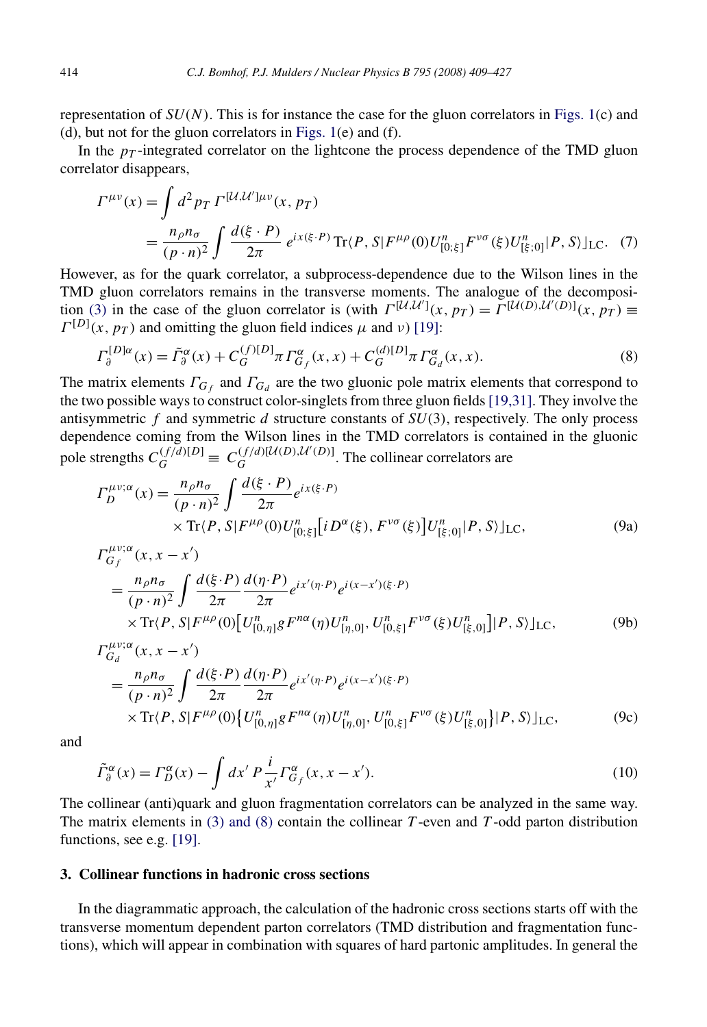representation of $SU(N)$. This is for instance the case for the gluon correlators in Figs. 1(c) and (d), but not for the gluon correlators in Figs. 1(e) and (f).

In the $p_T$-integrated correlator on the lightcone the process dependence of the TMD gluon correlator disappears,

$$
\begin{aligned}
\Gamma^{\mu\nu}(x) &= \int d^2 p_T\, \Gamma^{[\mathcal{U},\mathcal{U}']\mu\nu}(x, p_T) \\
&= \frac{n_\rho n_\sigma}{(p\cdot n)^2} \int \frac{d(\xi\cdot P)}{2\pi}\, e^{ix(\xi\cdot P)}\, \mathrm{Tr}\langle P, S|F^{\mu\rho}(0) U^n_{[0;\xi]} F^{\nu\sigma}(\xi) U^n_{[\xi;0]}|P, S\rangle\rfloor_{\mathrm{LC}}. \quad (7)
\end{aligned}
$$

However, as for the quark correlator, a subprocess-dependence due to the Wilson lines in the TMD gluon correlators remains in the transverse moments. The analogue of the decomposition (3) in the case of the gluon correlator is (with $\Gamma^{[\mathcal{U},\mathcal{U}']}(x, p_T) = \Gamma^{[\mathcal{U}(D),\mathcal{U}'(D)]}(x, p_T) \equiv \Gamma^{[D]}(x, p_T)$ and omitting the gluon field indices $\mu$ and $\nu$) [19]:

$$
\Gamma^{[D]\alpha}_{\partial}(x) = \tilde{\Gamma}^{\alpha}_{\partial}(x) + C^{(f)[D]}_G \pi \Gamma^{\alpha}_{G_f}(x, x) + C^{(d)[D]}_G \pi \Gamma^{\alpha}_{G_d}(x, x). \quad (8)
$$

The matrix elements $\Gamma_{G_f}$ and $\Gamma_{G_d}$ are the two gluonic pole matrix elements that correspond to the two possible ways to construct color-singlets from three gluon fields [19,31]. They involve the antisymmetric $f$ and symmetric $d$ structure constants of $SU(3)$, respectively. The only process dependence coming from the Wilson lines in the TMD correlators is contained in the gluonic pole strengths $C^{(f/d)[D]}_G \equiv C^{(f/d)[\mathcal{U}(D),\mathcal{U}'(D)]}_G$. The collinear correlators are

$$
\begin{aligned}
\Gamma^{\mu\nu;\alpha}_{D}(x) &= \frac{n_\rho n_\sigma}{(p\cdot n)^2} \int \frac{d(\xi\cdot P)}{2\pi} e^{ix(\xi\cdot P)} \\
&\quad \times \mathrm{Tr}\langle P, S|F^{\mu\rho}(0) U^n_{[0;\xi]} \big[iD^{\alpha}(\xi), F^{\nu\sigma}(\xi)\big] U^n_{[\xi;0]}|P, S\rangle\rfloor_{\mathrm{LC}}, \quad (9a)
\end{aligned}
$$

$$
\begin{aligned}
&\Gamma^{\mu\nu;\alpha}_{G_f}(x, x - x') \\
&\quad = \frac{n_\rho n_\sigma}{(p\cdot n)^2} \int \frac{d(\xi\cdot P)}{2\pi} \frac{d(\eta\cdot P)}{2\pi} e^{ix'(\eta\cdot P)} e^{i(x-x')(\xi\cdot P)} \\
&\quad \times \mathrm{Tr}\langle P, S|F^{\mu\rho}(0) \big[U^n_{[0,\eta]} g F^{n\alpha}(\eta) U^n_{[\eta,0]}, U^n_{[0,\xi]} F^{\nu\sigma}(\xi) U^n_{[\xi,0]}\big]|P, S\rangle\rfloor_{\mathrm{LC}}, \quad (9b)
\end{aligned}
$$

$$
\begin{aligned}
&\Gamma^{\mu\nu;\alpha}_{G_d}(x, x - x') \\
&\quad = \frac{n_\rho n_\sigma}{(p\cdot n)^2} \int \frac{d(\xi\cdot P)}{2\pi} \frac{d(\eta\cdot P)}{2\pi} e^{ix'(\eta\cdot P)} e^{i(x-x')(\xi\cdot P)} \\
&\quad \times \mathrm{Tr}\langle P, S|F^{\mu\rho}(0) \big\{U^n_{[0,\eta]} g F^{n\alpha}(\eta) U^n_{[\eta,0]}, U^n_{[0,\xi]} F^{\nu\sigma}(\xi) U^n_{[\xi,0]}\big\}|P, S\rangle\rfloor_{\mathrm{LC}}, \quad (9c)
\end{aligned}
$$

and

$$
\tilde{\Gamma}^{\alpha}_{\partial}(x) = \Gamma^{\alpha}_{D}(x) - \int dx'\, P\frac{i}{x'} \Gamma^{\alpha}_{G_f}(x, x - x'). \quad (10)
$$

The collinear (anti)quark and gluon fragmentation correlators can be analyzed in the same way. The matrix elements in (3) and (8) contain the collinear $T$-even and $T$-odd parton distribution functions, see e.g. [19].

## 3. Collinear functions in hadronic cross sections

In the diagrammatic approach, the calculation of the hadronic cross sections starts off with the transverse momentum dependent parton correlators (TMD distribution and fragmentation functions), which will appear in combination with squares of hard partonic amplitudes. In general the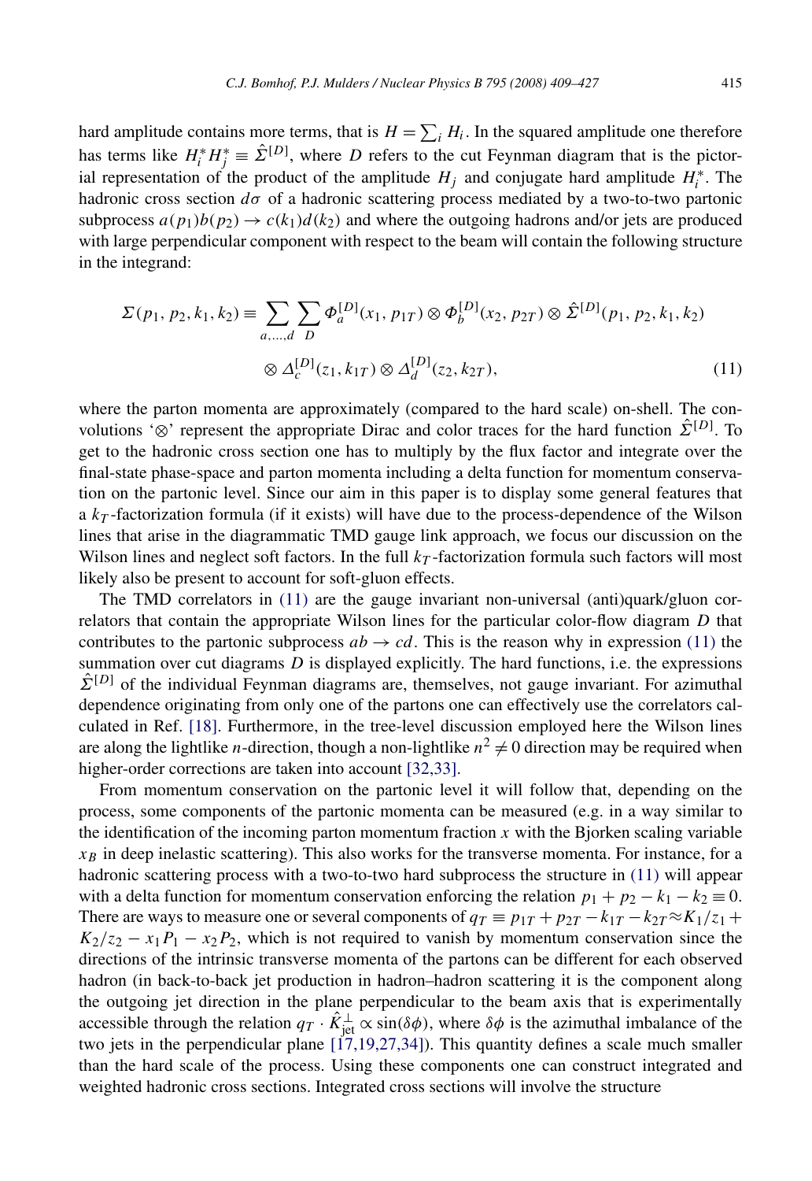hard amplitude contains more terms, that is $H = \sum_i H_i$. In the squared amplitude one therefore has terms like $H_i^* H_j^* \equiv \hat{\Sigma}^{[D]}$, where $D$ refers to the cut Feynman diagram that is the pictorial representation of the product of the amplitude $H_j$ and conjugate hard amplitude $H_i^*$. The hadronic cross section $d\sigma$ of a hadronic scattering process mediated by a two-to-two partonic subprocess $a(p_1)b(p_2) \to c(k_1)d(k_2)$ and where the outgoing hadrons and/or jets are produced with large perpendicular component with respect to the beam will contain the following structure in the integrand:

$$\Sigma(p_1, p_2, k_1, k_2) \equiv \sum_{a,\ldots,d} \sum_D \Phi_a^{[D]}(x_1, p_{1T}) \otimes \Phi_b^{[D]}(x_2, p_{2T}) \otimes \hat{\Sigma}^{[D]}(p_1, p_2, k_1, k_2) \\ \otimes \Delta_c^{[D]}(z_1, k_{1T}) \otimes \Delta_d^{[D]}(z_2, k_{2T}), \tag{11}$$

where the parton momenta are approximately (compared to the hard scale) on-shell. The convolutions '$\otimes$' represent the appropriate Dirac and color traces for the hard function $\hat{\Sigma}^{[D]}$. To get to the hadronic cross section one has to multiply by the flux factor and integrate over the final-state phase-space and parton momenta including a delta function for momentum conservation on the partonic level. Since our aim in this paper is to display some general features that a $k_T$-factorization formula (if it exists) will have due to the process-dependence of the Wilson lines that arise in the diagrammatic TMD gauge link approach, we focus our discussion on the Wilson lines and neglect soft factors. In the full $k_T$-factorization formula such factors will most likely also be present to account for soft-gluon effects.

The TMD correlators in (11) are the gauge invariant non-universal (anti)quark/gluon correlators that contain the appropriate Wilson lines for the particular color-flow diagram $D$ that contributes to the partonic subprocess $ab \to cd$. This is the reason why in expression (11) the summation over cut diagrams $D$ is displayed explicitly. The hard functions, i.e. the expressions $\hat{\Sigma}^{[D]}$ of the individual Feynman diagrams are, themselves, not gauge invariant. For azimuthal dependence originating from only one of the partons one can effectively use the correlators calculated in Ref. [18]. Furthermore, in the tree-level discussion employed here the Wilson lines are along the lightlike $n$-direction, though a non-lightlike $n^2 \neq 0$ direction may be required when higher-order corrections are taken into account [32,33].

From momentum conservation on the partonic level it will follow that, depending on the process, some components of the partonic momenta can be measured (e.g. in a way similar to the identification of the incoming parton momentum fraction $x$ with the Bjorken scaling variable $x_B$ in deep inelastic scattering). This also works for the transverse momenta. For instance, for a hadronic scattering process with a two-to-two hard subprocess the structure in (11) will appear with a delta function for momentum conservation enforcing the relation $p_1 + p_2 - k_1 - k_2 \equiv 0$. There are ways to measure one or several components of $q_T \equiv p_{1T} + p_{2T} - k_{1T} - k_{2T} \approx K_1/z_1 + K_2/z_2 - x_1 P_1 - x_2 P_2$, which is not required to vanish by momentum conservation since the directions of the intrinsic transverse momenta of the partons can be different for each observed hadron (in back-to-back jet production in hadron–hadron scattering it is the component along the outgoing jet direction in the plane perpendicular to the beam axis that is experimentally accessible through the relation $q_T \cdot \hat{K}_{\text{jet}}^{\perp} \propto \sin(\delta\phi)$, where $\delta\phi$ is the azimuthal imbalance of the two jets in the perpendicular plane [17,19,27,34]). This quantity defines a scale much smaller than the hard scale of the process. Using these components one can construct integrated and weighted hadronic cross sections. Integrated cross sections will involve the structure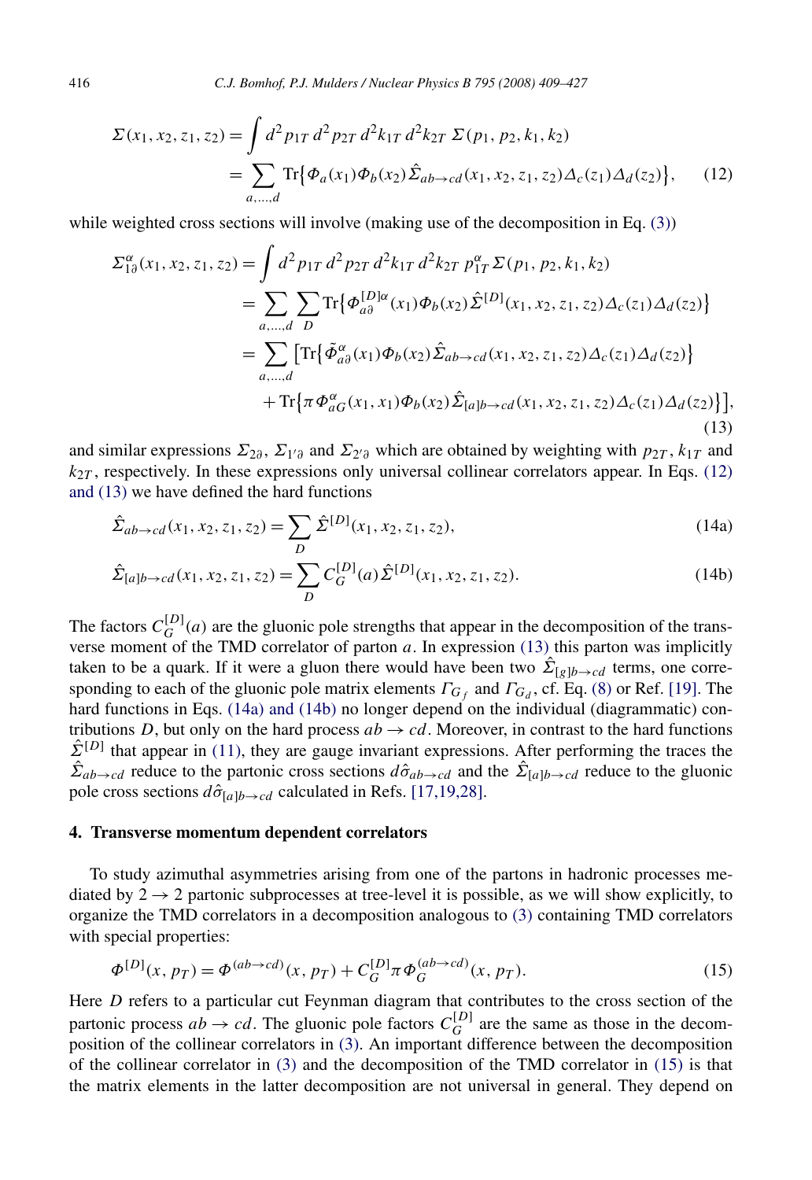$$\Sigma(x_1,x_2,z_1,z_2) = \int d^2p_{1T}\,d^2p_{2T}\,d^2k_{1T}\,d^2k_{2T}\;\Sigma(p_1,p_2,k_1,k_2)$$
$$= \sum_{a,\ldots,d} \mathrm{Tr}\big\{\Phi_a(x_1)\Phi_b(x_2)\hat{\Sigma}_{ab\to cd}(x_1,x_2,z_1,z_2)\Delta_c(z_1)\Delta_d(z_2)\big\}, \qquad (12)$$

while weighted cross sections will involve (making use of the decomposition in Eq. (3))

$$\Sigma^{\alpha}_{1\partial}(x_1,x_2,z_1,z_2) = \int d^2p_{1T}\,d^2p_{2T}\,d^2k_{1T}\,d^2k_{2T}\;p^{\alpha}_{1T}\,\Sigma(p_1,p_2,k_1,k_2)$$
$$= \sum_{a,\ldots,d}\sum_{D} \mathrm{Tr}\big\{\Phi^{[D]\alpha}_{a\partial}(x_1)\Phi_b(x_2)\hat{\Sigma}^{[D]}(x_1,x_2,z_1,z_2)\Delta_c(z_1)\Delta_d(z_2)\big\}$$
$$= \sum_{a,\ldots,d}\big[\mathrm{Tr}\big\{\tilde{\Phi}^{\alpha}_{a\partial}(x_1)\Phi_b(x_2)\hat{\Sigma}_{ab\to cd}(x_1,x_2,z_1,z_2)\Delta_c(z_1)\Delta_d(z_2)\big\}$$
$$+\,\mathrm{Tr}\big\{\pi\Phi^{\alpha}_{aG}(x_1,x_1)\Phi_b(x_2)\hat{\Sigma}_{[a]b\to cd}(x_1,x_2,z_1,z_2)\Delta_c(z_1)\Delta_d(z_2)\big\}\big], \qquad (13)$$

and similar expressions $\Sigma_{2\partial}$, $\Sigma_{1'\partial}$ and $\Sigma_{2'\partial}$ which are obtained by weighting with $p_{2T}$, $k_{1T}$ and $k_{2T}$, respectively. In these expressions only universal collinear correlators appear. In Eqs. (12) and (13) we have defined the hard functions

$$\hat{\Sigma}_{ab\to cd}(x_1,x_2,z_1,z_2) = \sum_D \hat{\Sigma}^{[D]}(x_1,x_2,z_1,z_2), \qquad (14a)$$

$$\hat{\Sigma}_{[a]b\to cd}(x_1,x_2,z_1,z_2) = \sum_D C^{[D]}_G(a)\,\hat{\Sigma}^{[D]}(x_1,x_2,z_1,z_2). \qquad (14b)$$

The factors $C^{[D]}_G(a)$ are the gluonic pole strengths that appear in the decomposition of the transverse moment of the TMD correlator of parton $a$. In expression (13) this parton was implicitly taken to be a quark. If it were a gluon there would have been two $\hat{\Sigma}_{[g]b\to cd}$ terms, one corresponding to each of the gluonic pole matrix elements $\Gamma_{G_f}$ and $\Gamma_{G_d}$, cf. Eq. (8) or Ref. [19]. The hard functions in Eqs. (14a) and (14b) no longer depend on the individual (diagrammatic) contributions $D$, but only on the hard process $ab\to cd$. Moreover, in contrast to the hard functions $\hat{\Sigma}^{[D]}$ that appear in (11), they are gauge invariant expressions. After performing the traces the $\hat{\Sigma}_{ab\to cd}$ reduce to the partonic cross sections $d\hat{\sigma}_{ab\to cd}$ and the $\hat{\Sigma}_{[a]b\to cd}$ reduce to the gluonic pole cross sections $d\hat{\sigma}_{[a]b\to cd}$ calculated in Refs. [17,19,28].

## 4. Transverse momentum dependent correlators

To study azimuthal asymmetries arising from one of the partons in hadronic processes mediated by $2\to 2$ partonic subprocesses at tree-level it is possible, as we will show explicitly, to organize the TMD correlators in a decomposition analogous to (3) containing TMD correlators with special properties:

$$\Phi^{[D]}(x,p_T) = \Phi^{(ab\to cd)}(x,p_T) + C^{[D]}_G\,\pi\Phi^{(ab\to cd)}_G(x,p_T). \qquad (15)$$

Here $D$ refers to a particular cut Feynman diagram that contributes to the cross section of the partonic process $ab\to cd$. The gluonic pole factors $C^{[D]}_G$ are the same as those in the decomposition of the collinear correlators in (3). An important difference between the decomposition of the collinear correlator in (3) and the decomposition of the TMD correlator in (15) is that the matrix elements in the latter decomposition are not universal in general. They depend on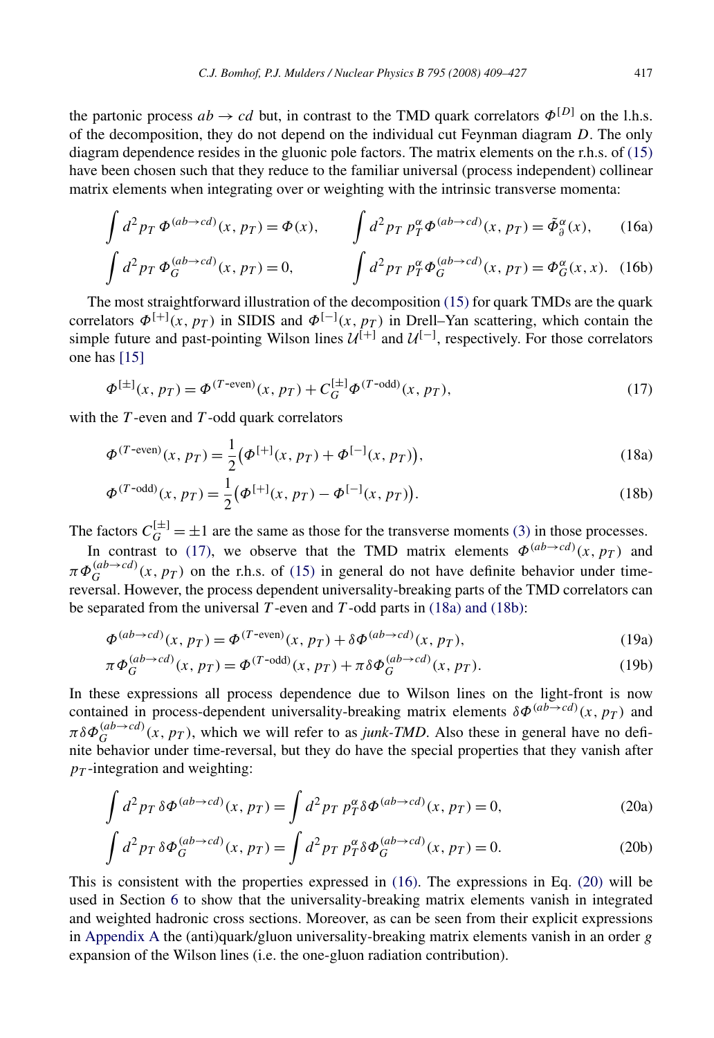the partonic process $ab \to cd$ but, in contrast to the TMD quark correlators $\Phi^{[D]}$ on the l.h.s. of the decomposition, they do not depend on the individual cut Feynman diagram $D$. The only diagram dependence resides in the gluonic pole factors. The matrix elements on the r.h.s. of (15) have been chosen such that they reduce to the familiar universal (process independent) collinear matrix elements when integrating over or weighting with the intrinsic transverse momenta:

$$\int d^2 p_T\, \Phi^{(ab\to cd)}(x, p_T) = \Phi(x), \qquad \int d^2 p_T\, p_T^\alpha \Phi^{(ab\to cd)}(x, p_T) = \tilde{\Phi}_\partial^\alpha(x), \tag{16a}$$

$$\int d^2 p_T\, \Phi_G^{(ab\to cd)}(x, p_T) = 0, \qquad \int d^2 p_T\, p_T^\alpha \Phi_G^{(ab\to cd)}(x, p_T) = \Phi_G^\alpha(x, x). \tag{16b}$$

The most straightforward illustration of the decomposition (15) for quark TMDs are the quark correlators $\Phi^{[+]}(x, p_T)$ in SIDIS and $\Phi^{[-]}(x, p_T)$ in Drell–Yan scattering, which contain the simple future and past-pointing Wilson lines $\mathcal{U}^{[+]}$ and $\mathcal{U}^{[-]}$, respectively. For those correlators one has [15]

$$\Phi^{[\pm]}(x, p_T) = \Phi^{(T\text{-even})}(x, p_T) + C_G^{[\pm]} \Phi^{(T\text{-odd})}(x, p_T), \tag{17}$$

with the $T$-even and $T$-odd quark correlators

$$\Phi^{(T\text{-even})}(x, p_T) = \frac{1}{2}\big(\Phi^{[+]}(x, p_T) + \Phi^{[-]}(x, p_T)\big), \tag{18a}$$

$$\Phi^{(T\text{-odd})}(x, p_T) = \frac{1}{2}\big(\Phi^{[+]}(x, p_T) - \Phi^{[-]}(x, p_T)\big). \tag{18b}$$

The factors $C_G^{[\pm]} = \pm 1$ are the same as those for the transverse moments (3) in those processes.

In contrast to (17), we observe that the TMD matrix elements $\Phi^{(ab\to cd)}(x, p_T)$ and $\pi \Phi_G^{(ab\to cd)}(x, p_T)$ on the r.h.s. of (15) in general do not have definite behavior under time-reversal. However, the process dependent universality-breaking parts of the TMD correlators can be separated from the universal $T$-even and $T$-odd parts in (18a) and (18b):

$$\Phi^{(ab\to cd)}(x, p_T) = \Phi^{(T\text{-even})}(x, p_T) + \delta\Phi^{(ab\to cd)}(x, p_T), \tag{19a}$$

$$\pi \Phi_G^{(ab\to cd)}(x, p_T) = \Phi^{(T\text{-odd})}(x, p_T) + \pi \delta\Phi_G^{(ab\to cd)}(x, p_T). \tag{19b}$$

In these expressions all process dependence due to Wilson lines on the light-front is now contained in process-dependent universality-breaking matrix elements $\delta\Phi^{(ab\to cd)}(x, p_T)$ and $\pi\delta\Phi_G^{(ab\to cd)}(x, p_T)$, which we will refer to as *junk-TMD*. Also these in general have no definite behavior under time-reversal, but they do have the special properties that they vanish after $p_T$-integration and weighting:

$$\int d^2 p_T\, \delta\Phi^{(ab\to cd)}(x, p_T) = \int d^2 p_T\, p_T^\alpha \delta\Phi^{(ab\to cd)}(x, p_T) = 0, \tag{20a}$$

$$\int d^2 p_T\, \delta\Phi_G^{(ab\to cd)}(x, p_T) = \int d^2 p_T\, p_T^\alpha \delta\Phi_G^{(ab\to cd)}(x, p_T) = 0. \tag{20b}$$

This is consistent with the properties expressed in (16). The expressions in Eq. (20) will be used in Section 6 to show that the universality-breaking matrix elements vanish in integrated and weighted hadronic cross sections. Moreover, as can be seen from their explicit expressions in Appendix A the (anti)quark/gluon universality-breaking matrix elements vanish in an order $g$ expansion of the Wilson lines (i.e. the one-gluon radiation contribution).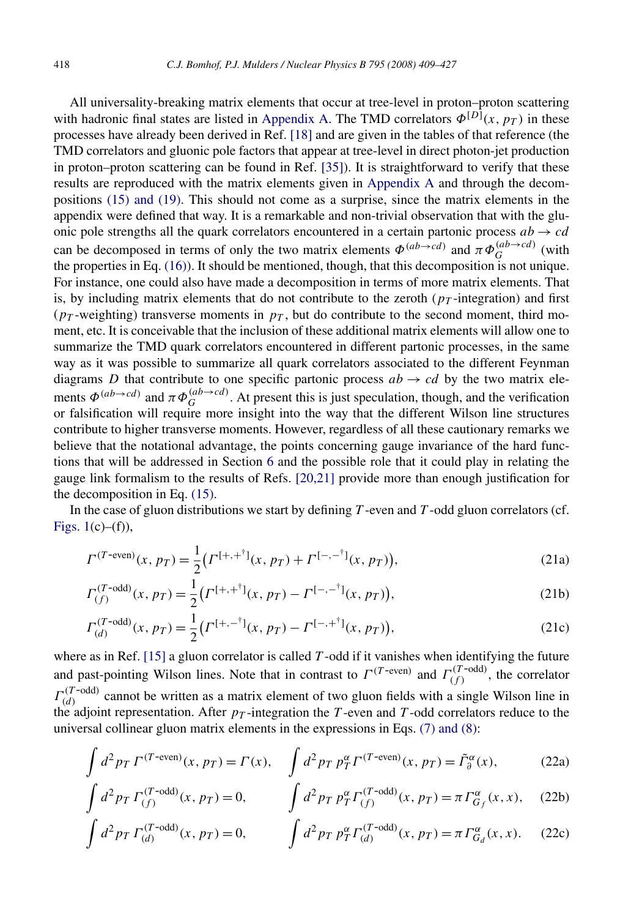All universality-breaking matrix elements that occur at tree-level in proton–proton scattering with hadronic final states are listed in Appendix A. The TMD correlators $\Phi^{[D]}(x, p_T)$ in these processes have already been derived in Ref. [18] and are given in the tables of that reference (the TMD correlators and gluonic pole factors that appear at tree-level in direct photon-jet production in proton–proton scattering can be found in Ref. [35]). It is straightforward to verify that these results are reproduced with the matrix elements given in Appendix A and through the decompositions (15) and (19). This should not come as a surprise, since the matrix elements in the appendix were defined that way. It is a remarkable and non-trivial observation that with the gluonic pole strengths all the quark correlators encountered in a certain partonic process $ab \to cd$ can be decomposed in terms of only the two matrix elements $\Phi^{(ab\to cd)}$ and $\pi\Phi_G^{(ab\to cd)}$ (with the properties in Eq. (16)). It should be mentioned, though, that this decomposition is not unique. For instance, one could also have made a decomposition in terms of more matrix elements. That is, by including matrix elements that do not contribute to the zeroth ($p_T$-integration) and first ($p_T$-weighting) transverse moments in $p_T$, but do contribute to the second moment, third moment, etc. It is conceivable that the inclusion of these additional matrix elements will allow one to summarize the TMD quark correlators encountered in different partonic processes, in the same way as it was possible to summarize all quark correlators associated to the different Feynman diagrams $D$ that contribute to one specific partonic process $ab \to cd$ by the two matrix elements $\Phi^{(ab\to cd)}$ and $\pi\Phi_G^{(ab\to cd)}$. At present this is just speculation, though, and the verification or falsification will require more insight into the way that the different Wilson line structures contribute to higher transverse moments. However, regardless of all these cautionary remarks we believe that the notational advantage, the points concerning gauge invariance of the hard functions that will be addressed in Section 6 and the possible role that it could play in relating the gauge link formalism to the results of Refs. [20,21] provide more than enough justification for the decomposition in Eq. (15).

In the case of gluon distributions we start by defining $T$-even and $T$-odd gluon correlators (cf. Figs. 1(c)–(f)),

$$\Gamma^{(T\text{-even})}(x, p_T) = \frac{1}{2}\big(\Gamma^{[+,+^\dagger]}(x, p_T) + \Gamma^{[-,-^\dagger]}(x, p_T)\big), \tag{21a}$$

$$\Gamma^{(T\text{-odd})}_{(f)}(x, p_T) = \frac{1}{2}\big(\Gamma^{[+,+^\dagger]}(x, p_T) - \Gamma^{[-,-^\dagger]}(x, p_T)\big), \tag{21b}$$

$$\Gamma^{(T\text{-odd})}_{(d)}(x, p_T) = \frac{1}{2}\big(\Gamma^{[+,-^\dagger]}(x, p_T) - \Gamma^{[-,+^\dagger]}(x, p_T)\big), \tag{21c}$$

where as in Ref. [15] a gluon correlator is called $T$-odd if it vanishes when identifying the future and past-pointing Wilson lines. Note that in contrast to $\Gamma^{(T\text{-even})}$ and $\Gamma^{(T\text{-odd})}_{(f)}$, the correlator $\Gamma^{(T\text{-odd})}_{(d)}$ cannot be written as a matrix element of two gluon fields with a single Wilson line in the adjoint representation. After $p_T$-integration the $T$-even and $T$-odd correlators reduce to the universal collinear gluon matrix elements in the expressions in Eqs. (7) and (8):

$$\int d^2p_T\, \Gamma^{(T\text{-even})}(x, p_T) = \Gamma(x), \qquad \int d^2p_T\, p_T^\alpha \Gamma^{(T\text{-even})}(x, p_T) = \tilde{\Gamma}^\alpha_\partial(x), \tag{22a}$$

$$\int d^2p_T\, \Gamma^{(T\text{-odd})}_{(f)}(x, p_T) = 0, \qquad \int d^2p_T\, p_T^\alpha \Gamma^{(T\text{-odd})}_{(f)}(x, p_T) = \pi\Gamma^\alpha_{G_f}(x, x), \tag{22b}$$

$$\int d^2p_T\, \Gamma^{(T\text{-odd})}_{(d)}(x, p_T) = 0, \qquad \int d^2p_T\, p_T^\alpha \Gamma^{(T\text{-odd})}_{(d)}(x, p_T) = \pi\Gamma^\alpha_{G_d}(x, x). \tag{22c}$$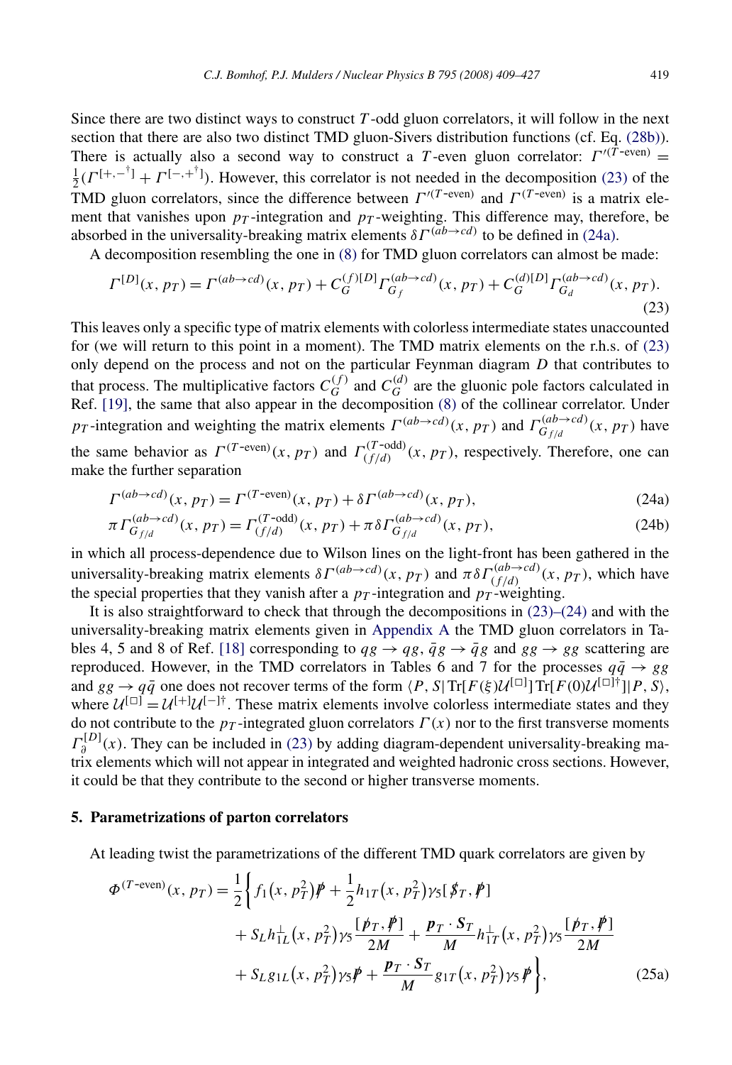Since there are two distinct ways to construct $T$-odd gluon correlators, it will follow in the next section that there are also two distinct TMD gluon-Sivers distribution functions (cf. Eq. (28b)). There is actually also a second way to construct a $T$-even gluon correlator: $\Gamma'^{(T\text{-even})} = \frac{1}{2}(\Gamma^{[+,-^\dagger]} + \Gamma^{[-,+^\dagger]})$. However, this correlator is not needed in the decomposition (23) of the TMD gluon correlators, since the difference between $\Gamma'^{(T\text{-even})}$ and $\Gamma^{(T\text{-even})}$ is a matrix element that vanishes upon $p_T$-integration and $p_T$-weighting. This difference may, therefore, be absorbed in the universality-breaking matrix elements $\delta\Gamma^{(ab\to cd)}$ to be defined in (24a).

A decomposition resembling the one in (8) for TMD gluon correlators can almost be made:

$$\Gamma^{[D]}(x, p_T) = \Gamma^{(ab\to cd)}(x, p_T) + C_G^{(f)[D]}\Gamma_{G_f}^{(ab\to cd)}(x, p_T) + C_G^{(d)[D]}\Gamma_{G_d}^{(ab\to cd)}(x, p_T). \tag{23}$$

This leaves only a specific type of matrix elements with colorless intermediate states unaccounted for (we will return to this point in a moment). The TMD matrix elements on the r.h.s. of (23) only depend on the process and not on the particular Feynman diagram $D$ that contributes to that process. The multiplicative factors $C_G^{(f)}$ and $C_G^{(d)}$ are the gluonic pole factors calculated in Ref. [19], the same that also appear in the decomposition (8) of the collinear correlator. Under $p_T$-integration and weighting the matrix elements $\Gamma^{(ab\to cd)}(x, p_T)$ and $\Gamma_{G_{f/d}}^{(ab\to cd)}(x, p_T)$ have the same behavior as $\Gamma^{(T\text{-even})}(x, p_T)$ and $\Gamma_{(f/d)}^{(T\text{-odd})}(x, p_T)$, respectively. Therefore, one can make the further separation

$$\Gamma^{(ab\to cd)}(x, p_T) = \Gamma^{(T\text{-even})}(x, p_T) + \delta\Gamma^{(ab\to cd)}(x, p_T), \tag{24a}$$

$$\pi\Gamma_{G_{f/d}}^{(ab\to cd)}(x, p_T) = \Gamma_{(f/d)}^{(T\text{-odd})}(x, p_T) + \pi\delta\Gamma_{G_{f/d}}^{(ab\to cd)}(x, p_T), \tag{24b}$$

in which all process-dependence due to Wilson lines on the light-front has been gathered in the universality-breaking matrix elements $\delta\Gamma^{(ab\to cd)}(x, p_T)$ and $\pi\delta\Gamma_{(f/d)}^{(ab\to cd)}(x, p_T)$, which have the special properties that they vanish after a $p_T$-integration and $p_T$-weighting.

It is also straightforward to check that through the decompositions in (23)–(24) and with the universality-breaking matrix elements given in Appendix A the TMD gluon correlators in Tables 4, 5 and 8 of Ref. [18] corresponding to $qg \to qg$, $\bar{q}g \to \bar{q}g$ and $gg \to gg$ scattering are reproduced. However, in the TMD correlators in Tables 6 and 7 for the processes $q\bar{q} \to gg$ and $gg \to q\bar{q}$ one does not recover terms of the form $\langle P, S|\,\mathrm{Tr}[F(\xi)\mathcal{U}^{[\Box]}]\,\mathrm{Tr}[F(0)\mathcal{U}^{[\Box]\dagger}]|P, S\rangle$, where $\mathcal{U}^{[\Box]} = \mathcal{U}^{[+]}\mathcal{U}^{[-]\dagger}$. These matrix elements involve colorless intermediate states and they do not contribute to the $p_T$-integrated gluon correlators $\Gamma(x)$ nor to the first transverse moments $\Gamma_\partial^{[D]}(x)$. They can be included in (23) by adding diagram-dependent universality-breaking matrix elements which will not appear in integrated and weighted hadronic cross sections. However, it could be that they contribute to the second or higher transverse moments.

## 5. Parametrizations of parton correlators

At leading twist the parametrizations of the different TMD quark correlators are given by

$$\begin{aligned}
\Phi^{(T\text{-even})}(x, p_T) = \frac{1}{2}\bigg\{ & f_1\big(x, p_T^2\big)\not{P} + \frac{1}{2}h_{1T}\big(x, p_T^2\big)\gamma_5[\not{S}_T, \not{P}] \\
& + S_L h_{1L}^{\perp}\big(x, p_T^2\big)\gamma_5\frac{[\not{p}_T, \not{P}]}{2M} + \frac{\boldsymbol{p}_T\cdot\boldsymbol{S}_T}{M}h_{1T}^{\perp}\big(x, p_T^2\big)\gamma_5\frac{[\not{p}_T, \not{P}]}{2M} \\
& + S_L g_{1L}\big(x, p_T^2\big)\gamma_5\not{P} + \frac{\boldsymbol{p}_T\cdot\boldsymbol{S}_T}{M}g_{1T}\big(x, p_T^2\big)\gamma_5\not{P}\bigg\},
\end{aligned} \tag{25a}$$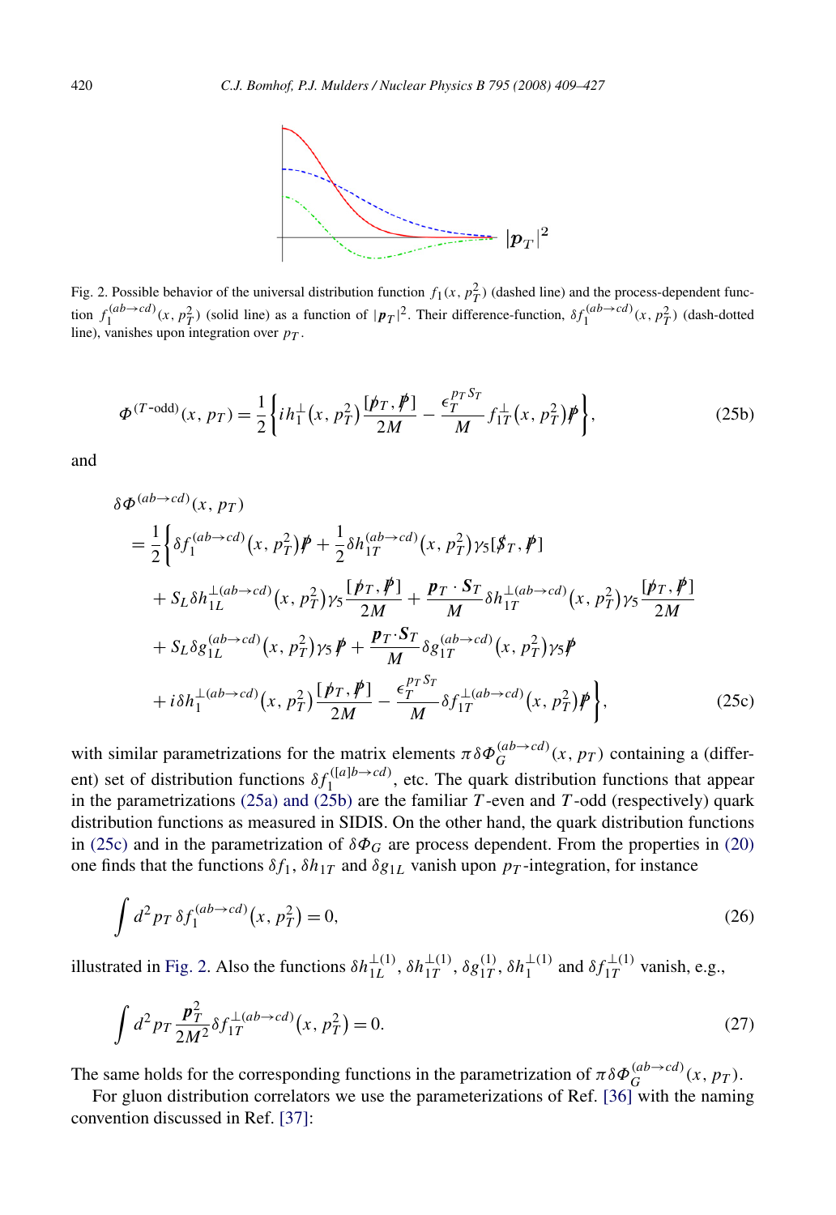Fig. 2. Possible behavior of the universal distribution function $f_1(x, p_T^2)$ (dashed line) and the process-dependent function $f_1^{(ab\to cd)}(x, p_T^2)$ (solid line) as a function of $|\boldsymbol{p}_T|^2$. Their difference-function, $\delta f_1^{(ab\to cd)}(x, p_T^2)$ (dash-dotted line), vanishes upon integration over $p_T$.

$$\Phi^{(T\text{-odd})}(x, p_T) = \frac{1}{2}\left\{ i h_1^{\perp}(x, p_T^2)\frac{[\not{p}_T, \not{P}]}{2M} - \frac{\epsilon_T^{p_T S_T}}{M} f_{1T}^{\perp}(x, p_T^2)\not{P} \right\}, \tag{25b}$$

and

$$\begin{aligned}
&\delta\Phi^{(ab\to cd)}(x, p_T) \\
&= \frac{1}{2}\Bigg\{ \delta f_1^{(ab\to cd)}(x, p_T^2)\not{P} + \frac{1}{2}\delta h_{1T}^{(ab\to cd)}(x, p_T^2)\gamma_5[\not{S}_T, \not{P}] \\
&\quad + S_L \delta h_{1L}^{\perp(ab\to cd)}(x, p_T^2)\gamma_5\frac{[\not{p}_T, \not{P}]}{2M} + \frac{\boldsymbol{p}_T\cdot\boldsymbol{S}_T}{M}\delta h_{1T}^{\perp(ab\to cd)}(x, p_T^2)\gamma_5\frac{[\not{p}_T, \not{P}]}{2M} \\
&\quad + S_L \delta g_{1L}^{(ab\to cd)}(x, p_T^2)\gamma_5\not{P} + \frac{\boldsymbol{p}_T\cdot\boldsymbol{S}_T}{M}\delta g_{1T}^{(ab\to cd)}(x, p_T^2)\gamma_5\not{P} \\
&\quad + i\delta h_1^{\perp(ab\to cd)}(x, p_T^2)\frac{[\not{p}_T, \not{P}]}{2M} - \frac{\epsilon_T^{p_T S_T}}{M}\delta f_{1T}^{\perp(ab\to cd)}(x, p_T^2)\not{P} \Bigg\},
\end{aligned} \tag{25c}$$

with similar parametrizations for the matrix elements $\pi\delta\Phi_G^{(ab\to cd)}(x, p_T)$ containing a (different) set of distribution functions $\delta f_1^{([a]b\to cd)}$, etc. The quark distribution functions that appear in the parametrizations (25a) and (25b) are the familiar $T$-even and $T$-odd (respectively) quark distribution functions as measured in SIDIS. On the other hand, the quark distribution functions in (25c) and in the parametrization of $\delta\Phi_G$ are process dependent. From the properties in (20) one finds that the functions $\delta f_1$, $\delta h_{1T}$ and $\delta g_{1L}$ vanish upon $p_T$-integration, for instance

$$\int d^2 p_T\, \delta f_1^{(ab\to cd)}(x, p_T^2) = 0, \tag{26}$$

illustrated in Fig. 2. Also the functions $\delta h_{1L}^{\perp(1)}$, $\delta h_{1T}^{\perp(1)}$, $\delta g_{1T}^{(1)}$, $\delta h_1^{\perp(1)}$ and $\delta f_{1T}^{\perp(1)}$ vanish, e.g.,

$$\int d^2 p_T\, \frac{\boldsymbol{p}_T^2}{2M^2}\delta f_{1T}^{\perp(ab\to cd)}(x, p_T^2) = 0. \tag{27}$$

The same holds for the corresponding functions in the parametrization of $\pi\delta\Phi_G^{(ab\to cd)}(x, p_T)$.

For gluon distribution correlators we use the parameterizations of Ref. [36] with the naming convention discussed in Ref. [37]: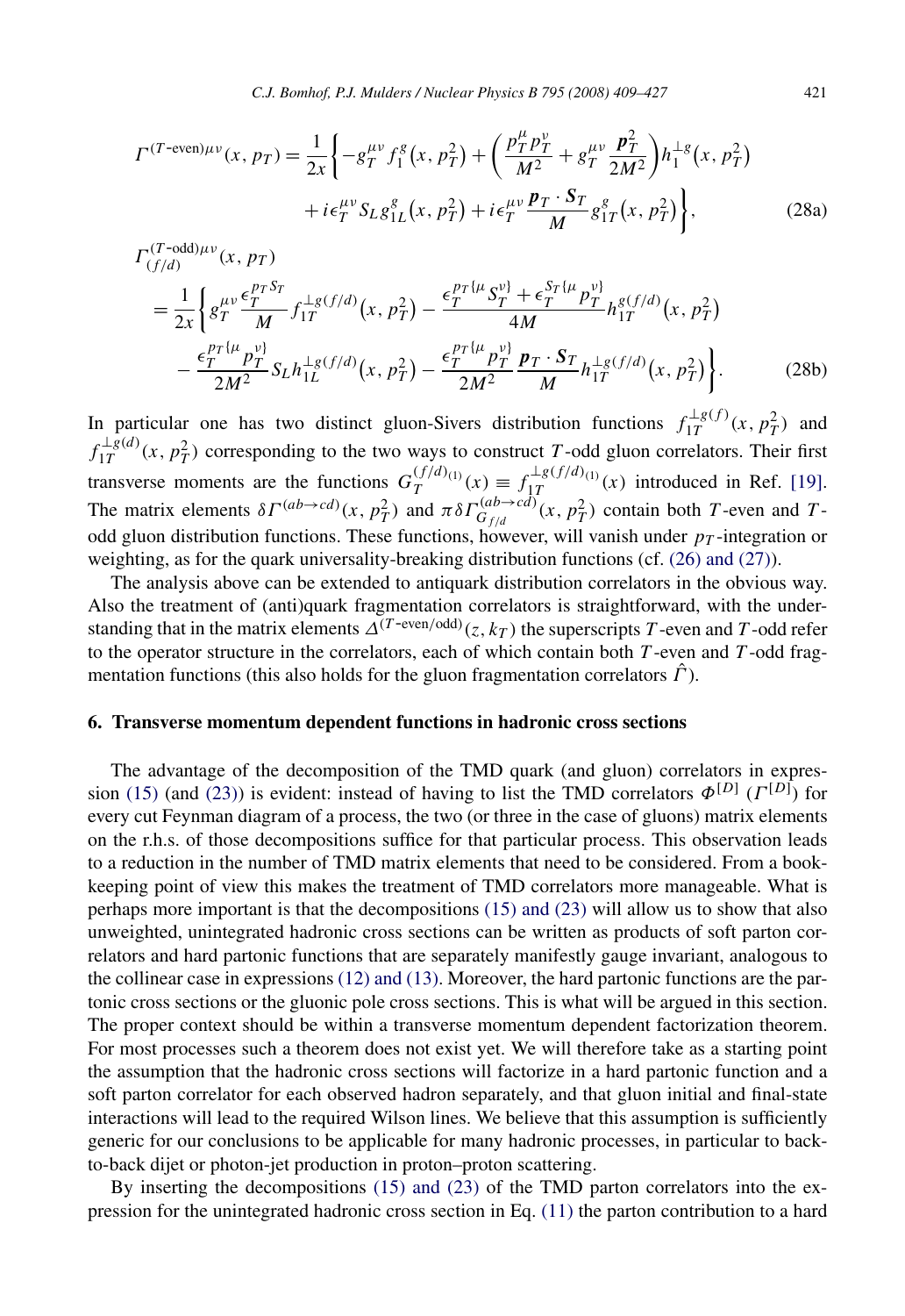$$
\Gamma^{(T\text{-even})\mu\nu}(x,p_T) = \frac{1}{2x}\bigg\{-g_T^{\mu\nu} f_1^g\big(x,p_T^2\big) + \bigg(\frac{p_T^\mu p_T^\nu}{M^2} + g_T^{\mu\nu}\frac{\boldsymbol{p}_T^2}{2M^2}\bigg) h_1^{\perp g}\big(x,p_T^2\big) + i\epsilon_T^{\mu\nu} S_L g_{1L}^g\big(x,p_T^2\big) + i\epsilon_T^{\mu\nu}\frac{\boldsymbol{p}_T\cdot\boldsymbol{S}_T}{M} g_{1T}^g\big(x,p_T^2\big)\bigg\}, \tag{28a}
$$

$$
\begin{aligned}
\Gamma_{(f/d)}^{(T\text{-odd})\mu\nu}(x,p_T) &= \frac{1}{2x}\bigg\{g_T^{\mu\nu}\frac{\epsilon_T^{p_T S_T}}{M} f_{1T}^{\perp g(f/d)}\big(x,p_T^2\big) - \frac{\epsilon_T^{p_T\{\mu}S_T^{\nu\}} + \epsilon_T^{S_T\{\mu}p_T^{\nu\}}}{4M} h_{1T}^{g(f/d)}\big(x,p_T^2\big) \\
&\quad - \frac{\epsilon_T^{p_T\{\mu}p_T^{\nu\}}}{2M^2} S_L h_{1L}^{\perp g(f/d)}\big(x,p_T^2\big) - \frac{\epsilon_T^{p_T\{\mu}p_T^{\nu\}}}{2M^2}\frac{\boldsymbol{p}_T\cdot\boldsymbol{S}_T}{M} h_{1T}^{\perp g(f/d)}\big(x,p_T^2\big)\bigg\}.
\end{aligned} \tag{28b}
$$

In particular one has two distinct gluon-Sivers distribution functions $f_{1T}^{\perp g(f)}(x,p_T^2)$ and $f_{1T}^{\perp g(d)}(x,p_T^2)$ corresponding to the two ways to construct $T$-odd gluon correlators. Their first transverse moments are the functions $G_T^{(f/d)(1)}(x) \equiv f_{1T}^{\perp g(f/d)(1)}(x)$ introduced in Ref. [19]. The matrix elements $\delta\Gamma^{(ab\to cd)}(x,p_T^2)$ and $\pi\delta\Gamma_{G_{f/d}}^{(ab\to cd)}(x,p_T^2)$ contain both $T$-even and $T$-odd gluon distribution functions. These functions, however, will vanish under $p_T$-integration or weighting, as for the quark universality-breaking distribution functions (cf. (26) and (27)).

The analysis above can be extended to antiquark distribution correlators in the obvious way. Also the treatment of (anti)quark fragmentation correlators is straightforward, with the understanding that in the matrix elements $\Delta^{(T\text{-even/odd})}(z,k_T)$ the superscripts $T$-even and $T$-odd refer to the operator structure in the correlators, each of which contain both $T$-even and $T$-odd fragmentation functions (this also holds for the gluon fragmentation correlators $\hat{\Gamma}$).

## 6. Transverse momentum dependent functions in hadronic cross sections

The advantage of the decomposition of the TMD quark (and gluon) correlators in expression (15) (and (23)) is evident: instead of having to list the TMD correlators $\Phi^{[D]}$ ($\Gamma^{[D]}$) for every cut Feynman diagram of a process, the two (or three in the case of gluons) matrix elements on the r.h.s. of those decompositions suffice for that particular process. This observation leads to a reduction in the number of TMD matrix elements that need to be considered. From a bookkeeping point of view this makes the treatment of TMD correlators more manageable. What is perhaps more important is that the decompositions (15) and (23) will allow us to show that also unweighted, unintegrated hadronic cross sections can be written as products of soft parton correlators and hard partonic functions that are separately manifestly gauge invariant, analogous to the collinear case in expressions (12) and (13). Moreover, the hard partonic functions are the partonic cross sections or the gluonic pole cross sections. This is what will be argued in this section. The proper context should be within a transverse momentum dependent factorization theorem. For most processes such a theorem does not exist yet. We will therefore take as a starting point the assumption that the hadronic cross sections will factorize in a hard partonic function and a soft parton correlator for each observed hadron separately, and that gluon initial and final-state interactions will lead to the required Wilson lines. We believe that this assumption is sufficiently generic for our conclusions to be applicable for many hadronic processes, in particular to back-to-back dijet or photon-jet production in proton–proton scattering.

By inserting the decompositions (15) and (23) of the TMD parton correlators into the expression for the unintegrated hadronic cross section in Eq. (11) the parton contribution to a hard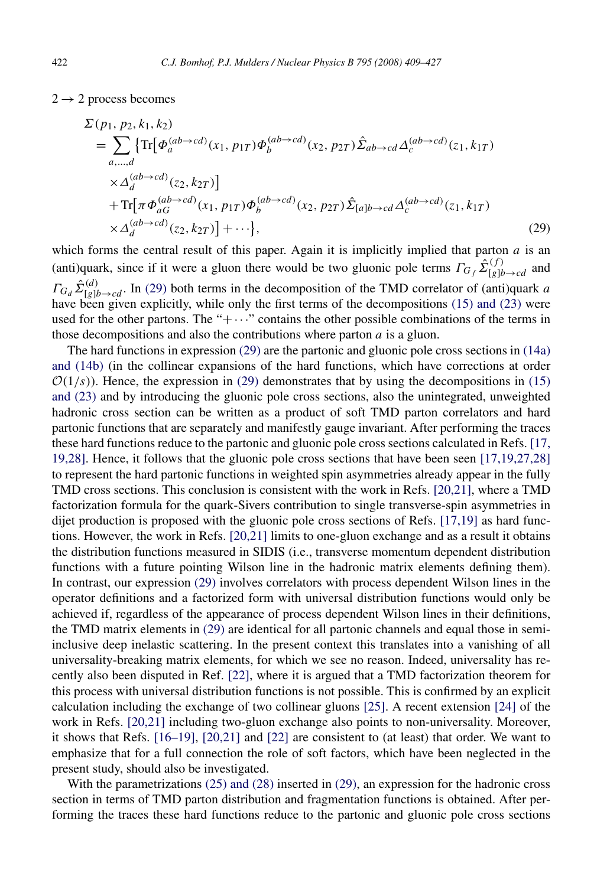$2 \to 2$ process becomes

$$
\begin{aligned}
&\Sigma(p_1, p_2, k_1, k_2) \\
&\quad = \sum_{a,\dots,d} \big\{ \mathrm{Tr}\big[\Phi_a^{(ab\to cd)}(x_1, p_{1T})\Phi_b^{(ab\to cd)}(x_2, p_{2T})\hat{\Sigma}_{ab\to cd}\Delta_c^{(ab\to cd)}(z_1, k_{1T}) \\
&\qquad \times \Delta_d^{(ab\to cd)}(z_2, k_{2T})\big] \\
&\qquad + \mathrm{Tr}\big[\pi\Phi_{aG}^{(ab\to cd)}(x_1, p_{1T})\Phi_b^{(ab\to cd)}(x_2, p_{2T})\hat{\Sigma}_{[a]b\to cd}\Delta_c^{(ab\to cd)}(z_1, k_{1T}) \\
&\qquad \times \Delta_d^{(ab\to cd)}(z_2, k_{2T})\big] + \cdots \big\},
\end{aligned}
\tag{29}
$$

which forms the central result of this paper. Again it is implicitly implied that parton $a$ is an (anti)quark, since if it were a gluon there would be two gluonic pole terms $\Gamma_{G_f}\hat{\Sigma}^{(f)}_{[g]b\to cd}$ and $\Gamma_{G_d}\hat{\Sigma}^{(d)}_{[g]b\to cd}$. In (29) both terms in the decomposition of the TMD correlator of (anti)quark $a$ have been given explicitly, while only the first terms of the decompositions (15) and (23) were used for the other partons. The "$+\cdots$" contains the other possible combinations of the terms in those decompositions and also the contributions where parton $a$ is a gluon.

The hard functions in expression (29) are the partonic and gluonic pole cross sections in (14a) and (14b) (in the collinear expansions of the hard functions, which have corrections at order $\mathcal{O}(1/s)$). Hence, the expression in (29) demonstrates that by using the decompositions in (15) and (23) and by introducing the gluonic pole cross sections, also the unintegrated, unweighted hadronic cross section can be written as a product of soft TMD parton correlators and hard partonic functions that are separately and manifestly gauge invariant. After performing the traces these hard functions reduce to the partonic and gluonic pole cross sections calculated in Refs. [17,19,28]. Hence, it follows that the gluonic pole cross sections that have been seen [17,19,27,28] to represent the hard partonic functions in weighted spin asymmetries already appear in the fully TMD cross sections. This conclusion is consistent with the work in Refs. [20,21], where a TMD factorization formula for the quark-Sivers contribution to single transverse-spin asymmetries in dijet production is proposed with the gluonic pole cross sections of Refs. [17,19] as hard functions. However, the work in Refs. [20,21] limits to one-gluon exchange and as a result it obtains the distribution functions measured in SIDIS (i.e., transverse momentum dependent distribution functions with a future pointing Wilson line in the hadronic matrix elements defining them). In contrast, our expression (29) involves correlators with process dependent Wilson lines in the operator definitions and a factorized form with universal distribution functions would only be achieved if, regardless of the appearance of process dependent Wilson lines in their definitions, the TMD matrix elements in (29) are identical for all partonic channels and equal those in semi-inclusive deep inelastic scattering. In the present context this translates into a vanishing of all universality-breaking matrix elements, for which we see no reason. Indeed, universality has recently also been disputed in Ref. [22], where it is argued that a TMD factorization theorem for this process with universal distribution functions is not possible. This is confirmed by an explicit calculation including the exchange of two collinear gluons [25]. A recent extension [24] of the work in Refs. [20,21] including two-gluon exchange also points to non-universality. Moreover, it shows that Refs. [16–19], [20,21] and [22] are consistent to (at least) that order. We want to emphasize that for a full connection the role of soft factors, which have been neglected in the present study, should also be investigated.

With the parametrizations (25) and (28) inserted in (29), an expression for the hadronic cross section in terms of TMD parton distribution and fragmentation functions is obtained. After performing the traces these hard functions reduce to the partonic and gluonic pole cross sections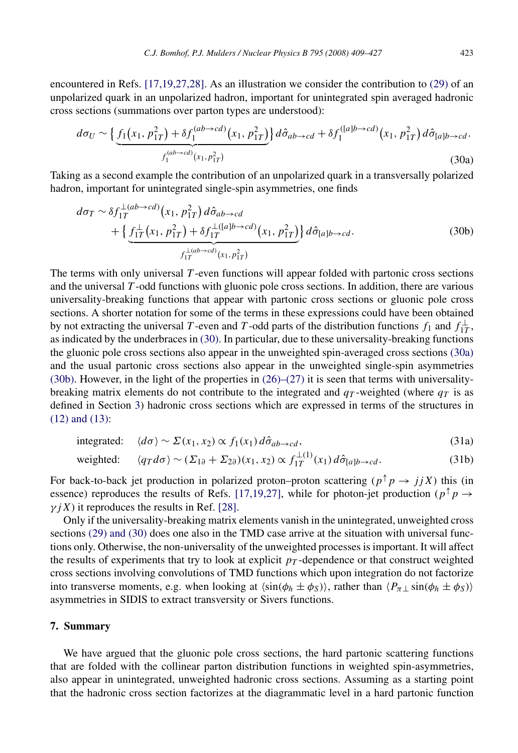encountered in Refs. [17,19,27,28]. As an illustration we consider the contribution to (29) of an unpolarized quark in an unpolarized hadron, important for unintegrated spin averaged hadronic cross sections (summations over parton types are understood):

$$d\sigma_U \sim \big\{ \underbrace{f_1(x_1, p_{1T}^2) + \delta f_1^{(ab\to cd)}(x_1, p_{1T}^2)}_{f_1^{(ab\to cd)}(x_1, p_{1T}^2)} \big\}\, d\hat{\sigma}_{ab\to cd} + \delta f_1^{([a]b\to cd)}(x_1, p_{1T}^2)\, d\hat{\sigma}_{[a]b\to cd}. \tag{30a}$$

Taking as a second example the contribution of an unpolarized quark in a transversally polarized hadron, important for unintegrated single-spin asymmetries, one finds

$$\begin{aligned} d\sigma_T \sim{}& \delta f_{1T}^{\perp(ab\to cd)}(x_1, p_{1T}^2)\, d\hat{\sigma}_{ab\to cd} \\ &+ \big\{ \underbrace{f_{1T}^{\perp}(x_1, p_{1T}^2) + \delta f_{1T}^{\perp([a]b\to cd)}(x_1, p_{1T}^2)}_{f_{1T}^{\perp(ab\to cd)}(x_1, p_{1T}^2)} \big\}\, d\hat{\sigma}_{[a]b\to cd}. \end{aligned} \tag{30b}$$

The terms with only universal $T$-even functions will appear folded with partonic cross sections and the universal $T$-odd functions with gluonic pole cross sections. In addition, there are various universality-breaking functions that appear with partonic cross sections or gluonic pole cross sections. A shorter notation for some of the terms in these expressions could have been obtained by not extracting the universal $T$-even and $T$-odd parts of the distribution functions $f_1$ and $f_{1T}^{\perp}$, as indicated by the underbraces in (30). In particular, due to these universality-breaking functions the gluonic pole cross sections also appear in the unweighted spin-averaged cross sections (30a) and the usual partonic cross sections also appear in the unweighted single-spin asymmetries (30b). However, in the light of the properties in (26)–(27) it is seen that terms with universality-breaking matrix elements do not contribute to the integrated and $q_T$-weighted (where $q_T$ is as defined in Section 3) hadronic cross sections which are expressed in terms of the structures in (12) and (13):

$$\text{integrated:} \quad \langle d\sigma\rangle \sim \Sigma(x_1, x_2) \propto f_1(x_1)\, d\hat{\sigma}_{ab\to cd}, \tag{31a}$$

$$\text{weighted:} \quad \langle q_T\, d\sigma\rangle \sim (\Sigma_{1\partial} + \Sigma_{2\partial})(x_1, x_2) \propto f_{1T}^{\perp(1)}(x_1)\, d\hat{\sigma}_{[a]b\to cd}. \tag{31b}$$

For back-to-back jet production in polarized proton–proton scattering ($p^{\uparrow} p \to jjX$) this (in essence) reproduces the results of Refs. [17,19,27], while for photon-jet production ($p^{\uparrow} p \to \gamma j X$) it reproduces the results in Ref. [28].

Only if the universality-breaking matrix elements vanish in the unintegrated, unweighted cross sections (29) and (30) does one also in the TMD case arrive at the situation with universal functions only. Otherwise, the non-universality of the unweighted processes is important. It will affect the results of experiments that try to look at explicit $p_T$-dependence or that construct weighted cross sections involving convolutions of TMD functions which upon integration do not factorize into transverse moments, e.g. when looking at $\langle \sin(\phi_h \pm \phi_S)\rangle$, rather than $\langle P_{\pi\perp} \sin(\phi_h \pm \phi_S)\rangle$ asymmetries in SIDIS to extract transversity or Sivers functions.

## 7. Summary

We have argued that the gluonic pole cross sections, the hard partonic scattering functions that are folded with the collinear parton distribution functions in weighted spin-asymmetries, also appear in unintegrated, unweighted hadronic cross sections. Assuming as a starting point that the hadronic cross section factorizes at the diagrammatic level in a hard partonic function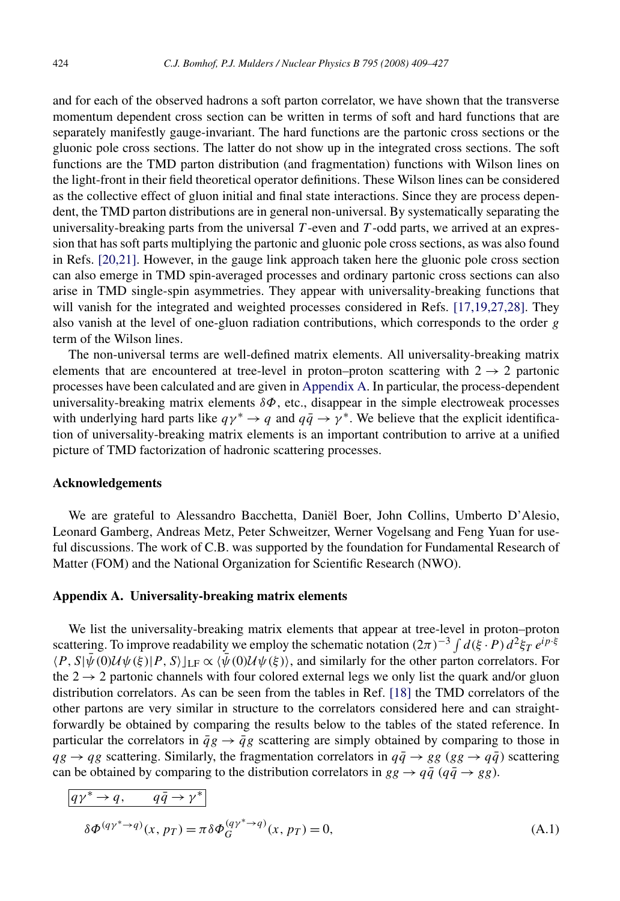and for each of the observed hadrons a soft parton correlator, we have shown that the transverse momentum dependent cross section can be written in terms of soft and hard functions that are separately manifestly gauge-invariant. The hard functions are the partonic cross sections or the gluonic pole cross sections. The latter do not show up in the integrated cross sections. The soft functions are the TMD parton distribution (and fragmentation) functions with Wilson lines on the light-front in their field theoretical operator definitions. These Wilson lines can be considered as the collective effect of gluon initial and final state interactions. Since they are process dependent, the TMD parton distributions are in general non-universal. By systematically separating the universality-breaking parts from the universal $T$-even and $T$-odd parts, we arrived at an expression that has soft parts multiplying the partonic and gluonic pole cross sections, as was also found in Refs. [20,21]. However, in the gauge link approach taken here the gluonic pole cross section can also emerge in TMD spin-averaged processes and ordinary partonic cross sections can also arise in TMD single-spin asymmetries. They appear with universality-breaking functions that will vanish for the integrated and weighted processes considered in Refs. [17,19,27,28]. They also vanish at the level of one-gluon radiation contributions, which corresponds to the order $g$ term of the Wilson lines.

The non-universal terms are well-defined matrix elements. All universality-breaking matrix elements that are encountered at tree-level in proton–proton scattering with $2 \to 2$ partonic processes have been calculated and are given in Appendix A. In particular, the process-dependent universality-breaking matrix elements $\delta\Phi$, etc., disappear in the simple electroweak processes with underlying hard parts like $q\gamma^* \to q$ and $q\bar{q} \to \gamma^*$. We believe that the explicit identification of universality-breaking matrix elements is an important contribution to arrive at a unified picture of TMD factorization of hadronic scattering processes.

## Acknowledgements

We are grateful to Alessandro Bacchetta, Daniël Boer, John Collins, Umberto D'Alesio, Leonard Gamberg, Andreas Metz, Peter Schweitzer, Werner Vogelsang and Feng Yuan for useful discussions. The work of C.B. was supported by the foundation for Fundamental Research of Matter (FOM) and the National Organization for Scientific Research (NWO).

## Appendix A. Universality-breaking matrix elements

We list the universality-breaking matrix elements that appear at tree-level in proton–proton scattering. To improve readability we employ the schematic notation $(2\pi)^{-3} \int d(\xi \cdot P)\, d^2\xi_T\, e^{ip\cdot\xi}$ $\langle P, S|\bar{\psi}(0)\mathcal{U}\psi(\xi)|P, S\rangle\rfloor_{\text{LF}} \propto \langle\bar{\psi}(0)\mathcal{U}\psi(\xi)\rangle$, and similarly for the other parton correlators. For the $2 \to 2$ partonic channels with four colored external legs we only list the quark and/or gluon distribution correlators. As can be seen from the tables in Ref. [18] the TMD correlators of the other partons are very similar in structure to the correlators considered here and can straightforwardly be obtained by comparing the results below to the tables of the stated reference. In particular the correlators in $\bar{q}g \to \bar{q}g$ scattering are simply obtained by comparing to those in $qg \to qg$ scattering. Similarly, the fragmentation correlators in $q\bar{q} \to gg$ ($gg \to q\bar{q}$) scattering can be obtained by comparing to the distribution correlators in $gg \to q\bar{q}$ ($q\bar{q} \to gg$).

$\boxed{q\gamma^* \to q, \qquad q\bar{q} \to \gamma^*}$

$$\delta\Phi^{(q\gamma^* \to q)}(x, p_T) = \pi\,\delta\Phi_G^{(q\gamma^* \to q)}(x, p_T) = 0, \tag{A.1}$$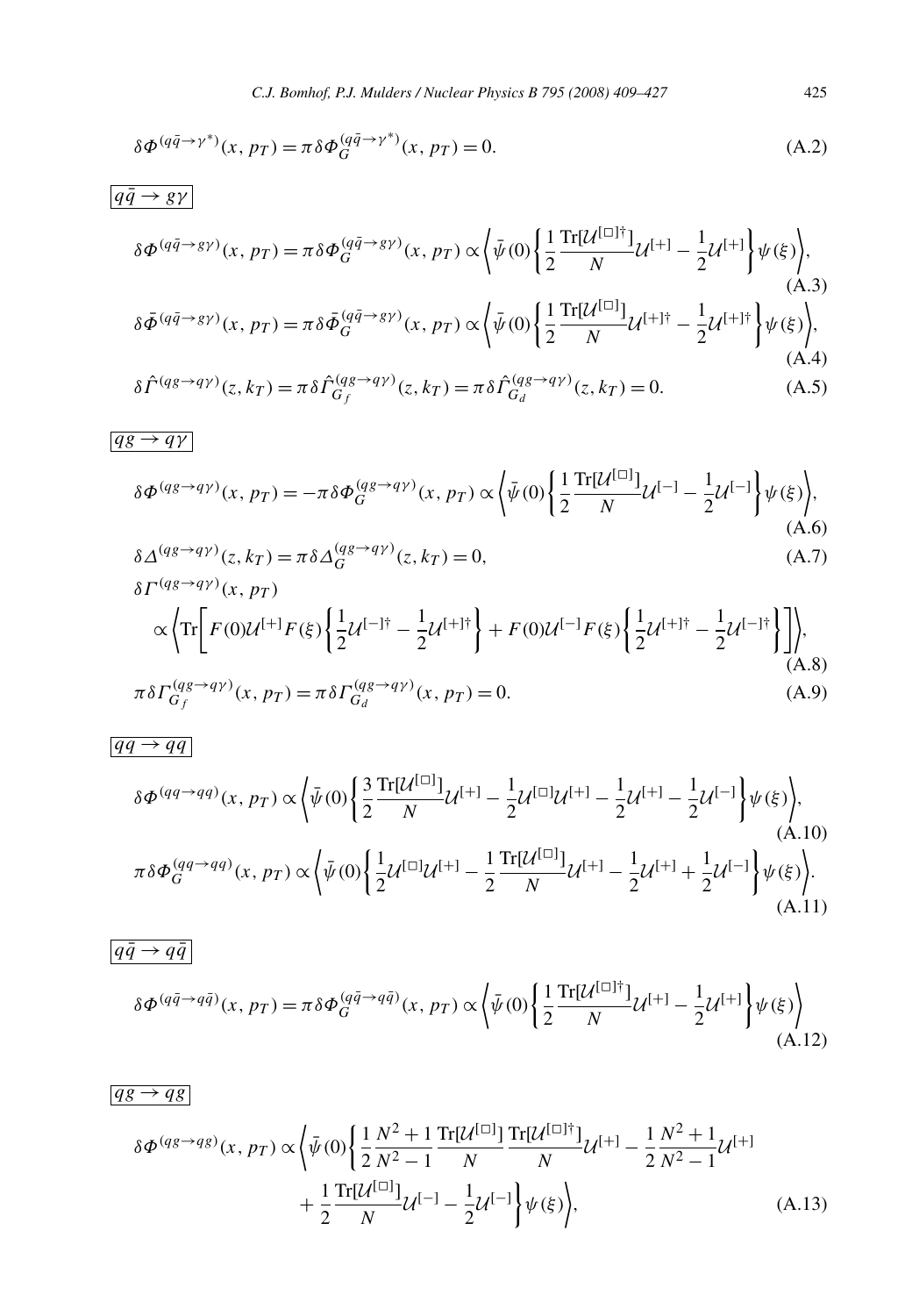$$\delta\Phi^{(q\bar{q}\to\gamma^*)}(x,p_T) = \pi\,\delta\Phi_G^{(q\bar{q}\to\gamma^*)}(x,p_T) = 0. \tag{A.2}$$

$q\bar{q} \to g\gamma$

$$\delta\Phi^{(q\bar{q}\to g\gamma)}(x,p_T) = \pi\,\delta\Phi_G^{(q\bar{q}\to g\gamma)}(x,p_T) \propto \left\langle \bar{\psi}(0)\left\{\frac{1}{2}\frac{\mathrm{Tr}[\mathcal{U}^{[\square]\dagger}]}{N}\mathcal{U}^{[+]} - \frac{1}{2}\mathcal{U}^{[+]}\right\}\psi(\xi)\right\rangle, \tag{A.3}$$

$$\delta\bar{\Phi}^{(q\bar{q}\to g\gamma)}(x,p_T) = \pi\,\delta\bar{\Phi}_G^{(q\bar{q}\to g\gamma)}(x,p_T) \propto \left\langle \bar{\psi}(0)\left\{\frac{1}{2}\frac{\mathrm{Tr}[\mathcal{U}^{[\square]}]}{N}\mathcal{U}^{[+]\dagger} - \frac{1}{2}\mathcal{U}^{[+]\dagger}\right\}\psi(\xi)\right\rangle, \tag{A.4}$$

$$\delta\hat{\Gamma}^{(qg\to q\gamma)}(z,k_T) = \pi\,\delta\hat{\Gamma}_{G_f}^{(qg\to q\gamma)}(z,k_T) = \pi\,\delta\hat{\Gamma}_{G_d}^{(qg\to q\gamma)}(z,k_T) = 0. \tag{A.5}$$

$qg \to q\gamma$

$$\delta\Phi^{(qg\to q\gamma)}(x,p_T) = -\pi\,\delta\Phi_G^{(qg\to q\gamma)}(x,p_T) \propto \left\langle \bar{\psi}(0)\left\{\frac{1}{2}\frac{\mathrm{Tr}[\mathcal{U}^{[\square]}]}{N}\mathcal{U}^{[-]} - \frac{1}{2}\mathcal{U}^{[-]}\right\}\psi(\xi)\right\rangle, \tag{A.6}$$

$$\delta\Delta^{(qg\to q\gamma)}(z,k_T) = \pi\,\delta\Delta_G^{(qg\to q\gamma)}(z,k_T) = 0, \tag{A.7}$$

$$\delta\Gamma^{(qg\to q\gamma)}(x,p_T) \propto \left\langle \mathrm{Tr}\left[F(0)\mathcal{U}^{[+]}F(\xi)\left\{\frac{1}{2}\mathcal{U}^{[-]\dagger} - \frac{1}{2}\mathcal{U}^{[+]\dagger}\right\} + F(0)\mathcal{U}^{[-]}F(\xi)\left\{\frac{1}{2}\mathcal{U}^{[+]\dagger} - \frac{1}{2}\mathcal{U}^{[-]\dagger}\right\}\right]\right\rangle, \tag{A.8}$$

$$\pi\,\delta\Gamma_{G_f}^{(qg\to q\gamma)}(x,p_T) = \pi\,\delta\Gamma_{G_d}^{(qg\to q\gamma)}(x,p_T) = 0. \tag{A.9}$$

$qq \to qq$

$$\delta\Phi^{(qq\to qq)}(x,p_T) \propto \left\langle \bar{\psi}(0)\left\{\frac{3}{2}\frac{\mathrm{Tr}[\mathcal{U}^{[\square]}]}{N}\mathcal{U}^{[+]} - \frac{1}{2}\mathcal{U}^{[\square]}\mathcal{U}^{[+]} - \frac{1}{2}\mathcal{U}^{[+]} - \frac{1}{2}\mathcal{U}^{[-]}\right\}\psi(\xi)\right\rangle, \tag{A.10}$$

$$\pi\,\delta\Phi_G^{(qq\to qq)}(x,p_T) \propto \left\langle \bar{\psi}(0)\left\{\frac{1}{2}\mathcal{U}^{[\square]}\mathcal{U}^{[+]} - \frac{1}{2}\frac{\mathrm{Tr}[\mathcal{U}^{[\square]}]}{N}\mathcal{U}^{[+]} - \frac{1}{2}\mathcal{U}^{[+]} + \frac{1}{2}\mathcal{U}^{[-]}\right\}\psi(\xi)\right\rangle. \tag{A.11}$$

$q\bar{q} \to q\bar{q}$

$$\delta\Phi^{(q\bar{q}\to q\bar{q})}(x,p_T) = \pi\,\delta\Phi_G^{(q\bar{q}\to q\bar{q})}(x,p_T) \propto \left\langle \bar{\psi}(0)\left\{\frac{1}{2}\frac{\mathrm{Tr}[\mathcal{U}^{[\square]\dagger}]}{N}\mathcal{U}^{[+]} - \frac{1}{2}\mathcal{U}^{[+]}\right\}\psi(\xi)\right\rangle \tag{A.12}$$

$qg \to qg$

$$\delta\Phi^{(qg\to qg)}(x,p_T) \propto \left\langle \bar{\psi}(0)\left\{\frac{1}{2}\frac{N^2+1}{N^2-1}\frac{\mathrm{Tr}[\mathcal{U}^{[\square]}]}{N}\frac{\mathrm{Tr}[\mathcal{U}^{[\square]\dagger}]}{N}\mathcal{U}^{[+]} - \frac{1}{2}\frac{N^2+1}{N^2-1}\mathcal{U}^{[+]} + \frac{1}{2}\frac{\mathrm{Tr}[\mathcal{U}^{[\square]}]}{N}\mathcal{U}^{[-]} - \frac{1}{2}\mathcal{U}^{[-]}\right\}\psi(\xi)\right\rangle, \tag{A.13}$$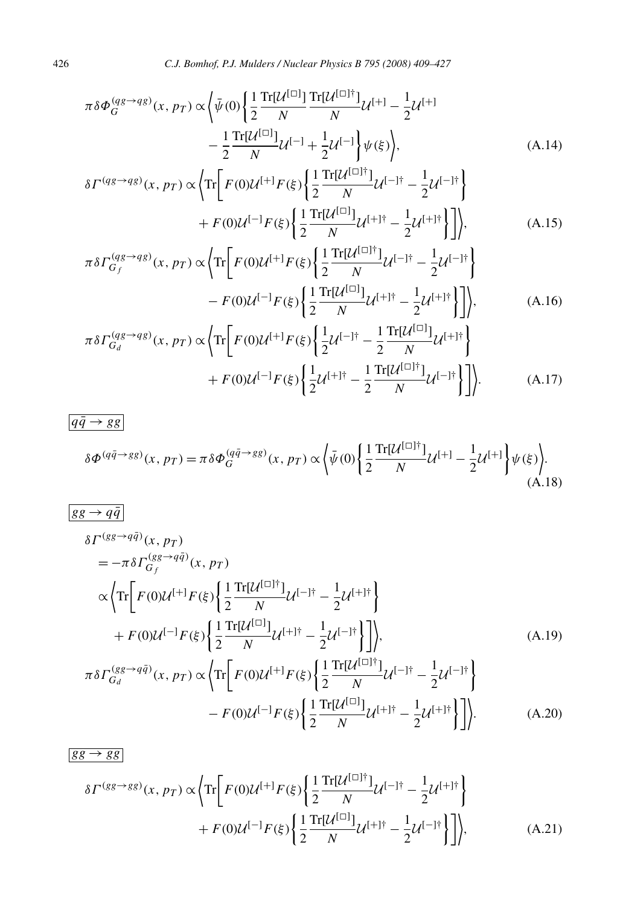$$\pi \delta \Phi_G^{(qg\to qg)}(x, p_T) \propto \left\langle \bar{\psi}(0) \left\{ \frac{1}{2} \frac{\mathrm{Tr}[\mathcal{U}^{[\square]}]}{N} \frac{\mathrm{Tr}[\mathcal{U}^{[\square]\dagger}]}{N} \mathcal{U}^{[+]} - \frac{1}{2}\mathcal{U}^{[+]} - \frac{1}{2} \frac{\mathrm{Tr}[\mathcal{U}^{[\square]}]}{N} \mathcal{U}^{[-]} + \frac{1}{2}\mathcal{U}^{[-]} \right\} \psi(\xi) \right\rangle, \tag{A.14}$$

$$\delta \Gamma^{(qg\to qg)}(x, p_T) \propto \left\langle \mathrm{Tr}\left[ F(0)\mathcal{U}^{[+]}F(\xi) \left\{ \frac{1}{2} \frac{\mathrm{Tr}[\mathcal{U}^{[\square]\dagger}]}{N} \mathcal{U}^{[-]\dagger} - \frac{1}{2}\mathcal{U}^{[-]\dagger} \right\} + F(0)\mathcal{U}^{[-]}F(\xi) \left\{ \frac{1}{2} \frac{\mathrm{Tr}[\mathcal{U}^{[\square]}]}{N} \mathcal{U}^{[+]\dagger} - \frac{1}{2}\mathcal{U}^{[+]\dagger} \right\} \right] \right\rangle, \tag{A.15}$$

$$\pi \delta \Gamma_{G_f}^{(qg\to qg)}(x, p_T) \propto \left\langle \mathrm{Tr}\left[ F(0)\mathcal{U}^{[+]}F(\xi) \left\{ \frac{1}{2} \frac{\mathrm{Tr}[\mathcal{U}^{[\square]\dagger}]}{N} \mathcal{U}^{[-]\dagger} - \frac{1}{2}\mathcal{U}^{[-]\dagger} \right\} - F(0)\mathcal{U}^{[-]}F(\xi) \left\{ \frac{1}{2} \frac{\mathrm{Tr}[\mathcal{U}^{[\square]}]}{N} \mathcal{U}^{[+]\dagger} - \frac{1}{2}\mathcal{U}^{[+]\dagger} \right\} \right] \right\rangle, \tag{A.16}$$

$$\pi \delta \Gamma_{G_d}^{(qg\to qg)}(x, p_T) \propto \left\langle \mathrm{Tr}\left[ F(0)\mathcal{U}^{[+]}F(\xi) \left\{ \frac{1}{2}\mathcal{U}^{[-]\dagger} - \frac{1}{2} \frac{\mathrm{Tr}[\mathcal{U}^{[\square]}]}{N} \mathcal{U}^{[+]\dagger} \right\} + F(0)\mathcal{U}^{[-]}F(\xi) \left\{ \frac{1}{2}\mathcal{U}^{[+]\dagger} - \frac{1}{2} \frac{\mathrm{Tr}[\mathcal{U}^{[\square]\dagger}]}{N} \mathcal{U}^{[-]\dagger} \right\} \right] \right\rangle. \tag{A.17}$$

$q\bar{q} \to gg$

$$\delta \Phi^{(q\bar{q}\to gg)}(x, p_T) = \pi \delta \Phi_G^{(q\bar{q}\to gg)}(x, p_T) \propto \left\langle \bar{\psi}(0) \left\{ \frac{1}{2} \frac{\mathrm{Tr}[\mathcal{U}^{[\square]\dagger}]}{N} \mathcal{U}^{[+]} - \frac{1}{2}\mathcal{U}^{[+]} \right\} \psi(\xi) \right\rangle. \tag{A.18}$$

$gg \to q\bar{q}$

$$\begin{aligned}
&\delta \Gamma^{(gg\to q\bar{q})}(x, p_T) \\
&= -\pi \delta \Gamma_{G_f}^{(gg\to q\bar{q})}(x, p_T) \\
&\propto \left\langle \mathrm{Tr}\left[ F(0)\mathcal{U}^{[+]}F(\xi) \left\{ \frac{1}{2} \frac{\mathrm{Tr}[\mathcal{U}^{[\square]\dagger}]}{N} \mathcal{U}^{[-]\dagger} - \frac{1}{2}\mathcal{U}^{[+]\dagger} \right\} + F(0)\mathcal{U}^{[-]}F(\xi) \left\{ \frac{1}{2} \frac{\mathrm{Tr}[\mathcal{U}^{[\square]}]}{N} \mathcal{U}^{[+]\dagger} - \frac{1}{2}\mathcal{U}^{[-]\dagger} \right\} \right] \right\rangle,
\end{aligned} \tag{A.19}$$

$$\pi \delta \Gamma_{G_d}^{(gg\to q\bar{q})}(x, p_T) \propto \left\langle \mathrm{Tr}\left[ F(0)\mathcal{U}^{[+]}F(\xi) \left\{ \frac{1}{2} \frac{\mathrm{Tr}[\mathcal{U}^{[\square]\dagger}]}{N} \mathcal{U}^{[-]\dagger} - \frac{1}{2}\mathcal{U}^{[-]\dagger} \right\} - F(0)\mathcal{U}^{[-]}F(\xi) \left\{ \frac{1}{2} \frac{\mathrm{Tr}[\mathcal{U}^{[\square]}]}{N} \mathcal{U}^{[+]\dagger} - \frac{1}{2}\mathcal{U}^{[+]\dagger} \right\} \right] \right\rangle. \tag{A.20}$$

$gg \to gg$

$$\delta \Gamma^{(gg\to gg)}(x, p_T) \propto \left\langle \mathrm{Tr}\left[ F(0)\mathcal{U}^{[+]}F(\xi) \left\{ \frac{1}{2} \frac{\mathrm{Tr}[\mathcal{U}^{[\square]\dagger}]}{N} \mathcal{U}^{[-]\dagger} - \frac{1}{2}\mathcal{U}^{[+]\dagger} \right\} + F(0)\mathcal{U}^{[-]}F(\xi) \left\{ \frac{1}{2} \frac{\mathrm{Tr}[\mathcal{U}^{[\square]}]}{N} \mathcal{U}^{[+]\dagger} - \frac{1}{2}\mathcal{U}^{[-]\dagger} \right\} \right] \right\rangle, \tag{A.21}$$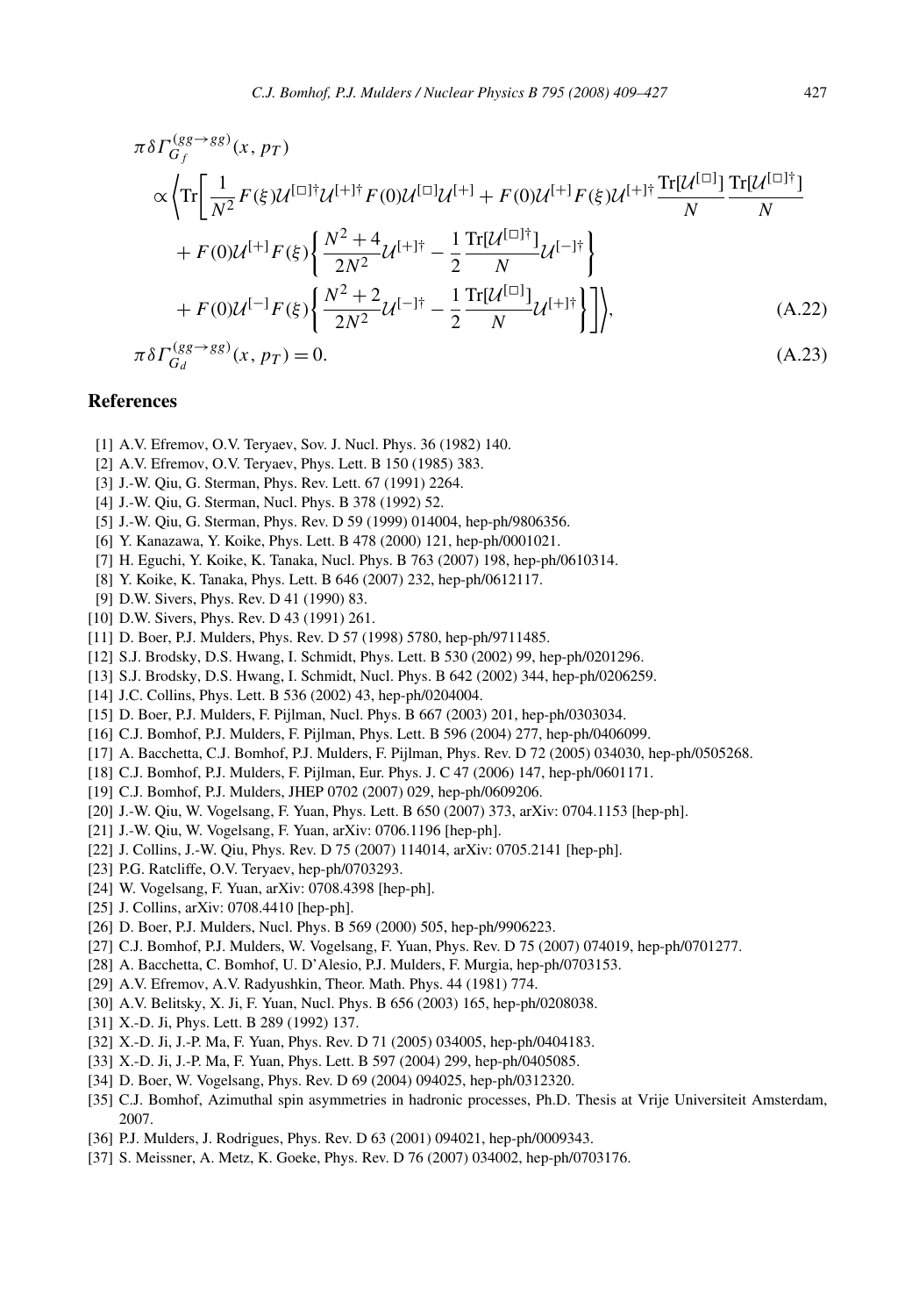$$
\begin{aligned}
&\pi \delta \Gamma_{G_f}^{(gg\to gg)}(x, p_T) \\
&\propto \Bigg\langle \mathrm{Tr}\bigg[ \frac{1}{N^2} F(\xi) \mathcal{U}^{[\square]\dagger} \mathcal{U}^{[+]\dagger} F(0) \mathcal{U}^{[\square]} \mathcal{U}^{[+]} + F(0) \mathcal{U}^{[+]} F(\xi) \mathcal{U}^{[+]\dagger} \frac{\mathrm{Tr}[\mathcal{U}^{[\square]}]}{N} \frac{\mathrm{Tr}[\mathcal{U}^{[\square]\dagger}]}{N} \\
&\quad + F(0) \mathcal{U}^{[+]} F(\xi) \bigg\{ \frac{N^2+4}{2N^2} \mathcal{U}^{[+]\dagger} - \frac{1}{2} \frac{\mathrm{Tr}[\mathcal{U}^{[\square]\dagger}]}{N} \mathcal{U}^{[-]\dagger} \bigg\} \\
&\quad + F(0) \mathcal{U}^{[-]} F(\xi) \bigg\{ \frac{N^2+2}{2N^2} \mathcal{U}^{[-]\dagger} - \frac{1}{2} \frac{\mathrm{Tr}[\mathcal{U}^{[\square]}]}{N} \mathcal{U}^{[+]\dagger} \bigg\} \bigg] \Bigg\rangle, \qquad \text{(A.22)}
\end{aligned}
$$

$$
\pi \delta \Gamma_{G_d}^{(gg\to gg)}(x, p_T) = 0. \qquad \text{(A.23)}
$$

## References

[1] A.V. Efremov, O.V. Teryaev, Sov. J. Nucl. Phys. 36 (1982) 140.
[2] A.V. Efremov, O.V. Teryaev, Phys. Lett. B 150 (1985) 383.
[3] J.-W. Qiu, G. Sterman, Phys. Rev. Lett. 67 (1991) 2264.
[4] J.-W. Qiu, G. Sterman, Nucl. Phys. B 378 (1992) 52.
[5] J.-W. Qiu, G. Sterman, Phys. Rev. D 59 (1999) 014004, hep-ph/9806356.
[6] Y. Kanazawa, Y. Koike, Phys. Lett. B 478 (2000) 121, hep-ph/0001021.
[7] H. Eguchi, Y. Koike, K. Tanaka, Nucl. Phys. B 763 (2007) 198, hep-ph/0610314.
[8] Y. Koike, K. Tanaka, Phys. Lett. B 646 (2007) 232, hep-ph/0612117.
[9] D.W. Sivers, Phys. Rev. D 41 (1990) 83.
[10] D.W. Sivers, Phys. Rev. D 43 (1991) 261.
[11] D. Boer, P.J. Mulders, Phys. Rev. D 57 (1998) 5780, hep-ph/9711485.
[12] S.J. Brodsky, D.S. Hwang, I. Schmidt, Phys. Lett. B 530 (2002) 99, hep-ph/0201296.
[13] S.J. Brodsky, D.S. Hwang, I. Schmidt, Nucl. Phys. B 642 (2002) 344, hep-ph/0206259.
[14] J.C. Collins, Phys. Lett. B 536 (2002) 43, hep-ph/0204004.
[15] D. Boer, P.J. Mulders, F. Pijlman, Nucl. Phys. B 667 (2003) 201, hep-ph/0303034.
[16] C.J. Bomhof, P.J. Mulders, F. Pijlman, Phys. Lett. B 596 (2004) 277, hep-ph/0406099.
[17] A. Bacchetta, C.J. Bomhof, P.J. Mulders, F. Pijlman, Phys. Rev. D 72 (2005) 034030, hep-ph/0505268.
[18] C.J. Bomhof, P.J. Mulders, F. Pijlman, Eur. Phys. J. C 47 (2006) 147, hep-ph/0601171.
[19] C.J. Bomhof, P.J. Mulders, JHEP 0702 (2007) 029, hep-ph/0609206.
[20] J.-W. Qiu, W. Vogelsang, F. Yuan, Phys. Lett. B 650 (2007) 373, arXiv: 0704.1153 [hep-ph].
[21] J.-W. Qiu, W. Vogelsang, F. Yuan, arXiv: 0706.1196 [hep-ph].
[22] J. Collins, J.-W. Qiu, Phys. Rev. D 75 (2007) 114014, arXiv: 0705.2141 [hep-ph].
[23] P.G. Ratcliffe, O.V. Teryaev, hep-ph/0703293.
[24] W. Vogelsang, F. Yuan, arXiv: 0708.4398 [hep-ph].
[25] J. Collins, arXiv: 0708.4410 [hep-ph].
[26] D. Boer, P.J. Mulders, Nucl. Phys. B 569 (2000) 505, hep-ph/9906223.
[27] C.J. Bomhof, P.J. Mulders, W. Vogelsang, F. Yuan, Phys. Rev. D 75 (2007) 074019, hep-ph/0701277.
[28] A. Bacchetta, C. Bomhof, U. D'Alesio, P.J. Mulders, F. Murgia, hep-ph/0703153.
[29] A.V. Efremov, A.V. Radyushkin, Theor. Math. Phys. 44 (1981) 774.
[30] A.V. Belitsky, X. Ji, F. Yuan, Nucl. Phys. B 656 (2003) 165, hep-ph/0208038.
[31] X.-D. Ji, Phys. Lett. B 289 (1992) 137.
[32] X.-D. Ji, J.-P. Ma, F. Yuan, Phys. Rev. D 71 (2005) 034005, hep-ph/0404183.
[33] X.-D. Ji, J.-P. Ma, F. Yuan, Phys. Lett. B 597 (2004) 299, hep-ph/0405085.
[34] D. Boer, W. Vogelsang, Phys. Rev. D 69 (2004) 094025, hep-ph/0312320.
[35] C.J. Bomhof, Azimuthal spin asymmetries in hadronic processes, Ph.D. Thesis at Vrije Universiteit Amsterdam, 2007.
[36] P.J. Mulders, J. Rodrigues, Phys. Rev. D 63 (2001) 094021, hep-ph/0009343.
[37] S. Meissner, A. Metz, K. Goeke, Phys. Rev. D 76 (2007) 034002, hep-ph/0703176.